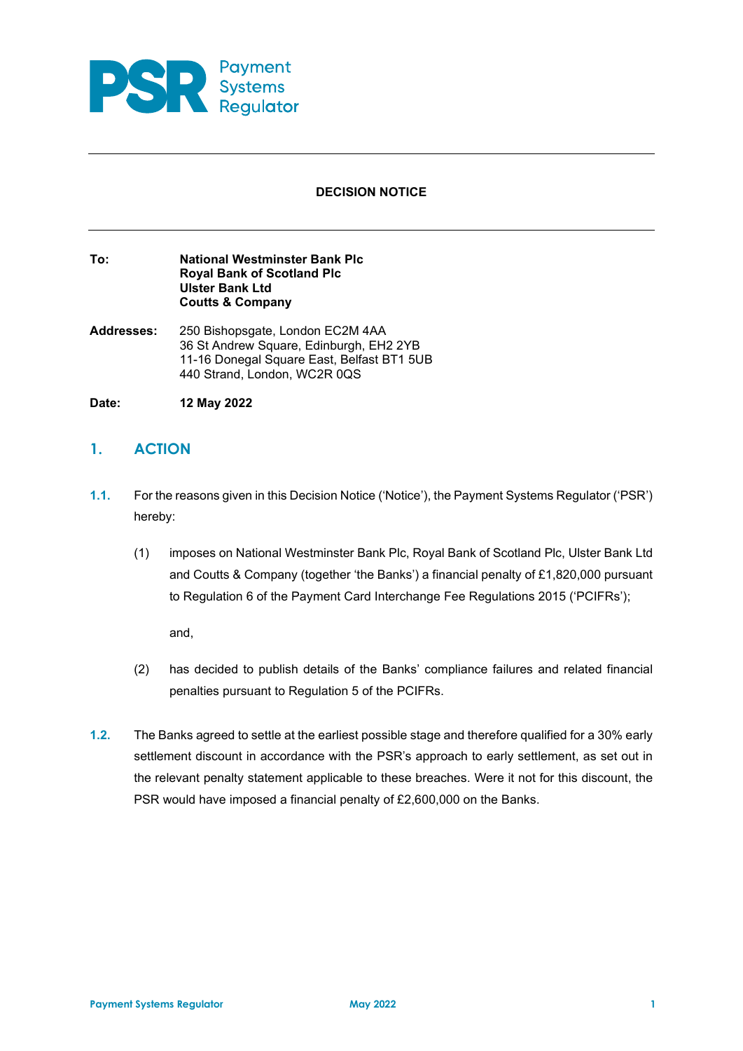Payment Systems Regulator

# DECISION NOTICE

**To:** **National Westminster Bank Plc**
**Royal Bank of Scotland Plc**
**Ulster Bank Ltd**
**Coutts & Company**

**Addresses:** 250 Bishopsgate, London EC2M 4AA
36 St Andrew Square, Edinburgh, EH2 2YB
11-16 Donegal Square East, Belfast BT1 5UB
440 Strand, London, WC2R 0QS

**Date:** **12 May 2022**

## 1. ACTION

**1.1.** For the reasons given in this Decision Notice ('Notice'), the Payment Systems Regulator ('PSR') hereby:

(1) imposes on National Westminster Bank Plc, Royal Bank of Scotland Plc, Ulster Bank Ltd and Coutts & Company (together 'the Banks') a financial penalty of £1,820,000 pursuant to Regulation 6 of the Payment Card Interchange Fee Regulations 2015 ('PCIFRs');

and,

(2) has decided to publish details of the Banks' compliance failures and related financial penalties pursuant to Regulation 5 of the PCIFRs.

**1.2.** The Banks agreed to settle at the earliest possible stage and therefore qualified for a 30% early settlement discount in accordance with the PSR's approach to early settlement, as set out in the relevant penalty statement applicable to these breaches. Were it not for this discount, the PSR would have imposed a financial penalty of £2,600,000 on the Banks.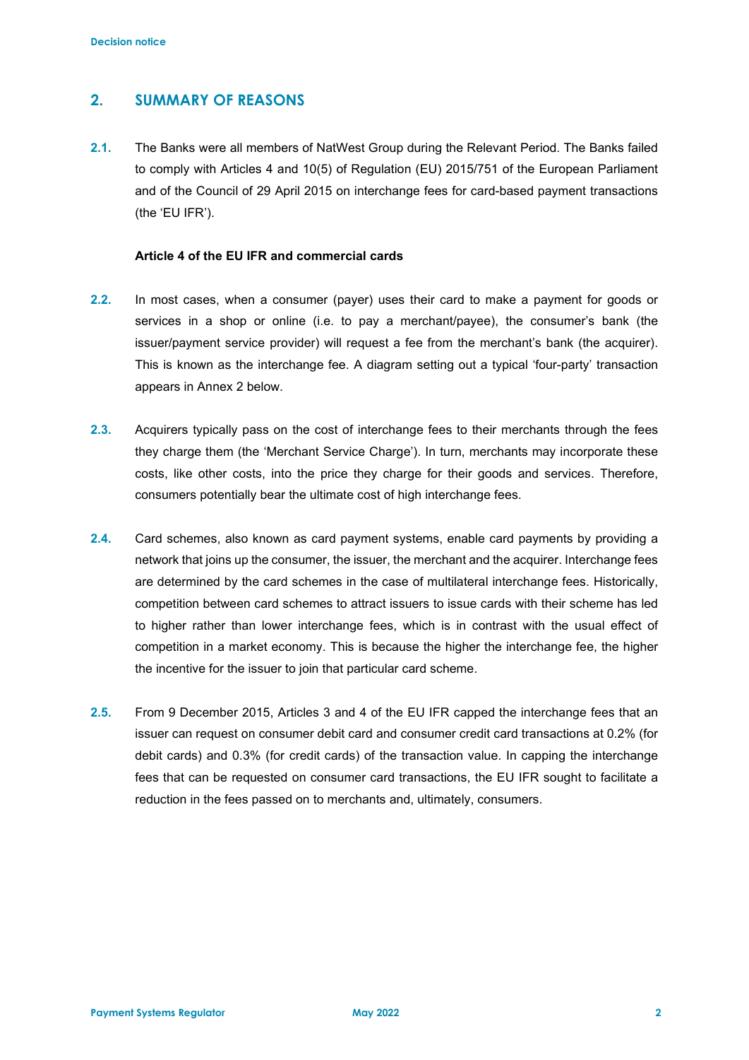## 2. SUMMARY OF REASONS

2.1. The Banks were all members of NatWest Group during the Relevant Period. The Banks failed to comply with Articles 4 and 10(5) of Regulation (EU) 2015/751 of the European Parliament and of the Council of 29 April 2015 on interchange fees for card-based payment transactions (the 'EU IFR').

**Article 4 of the EU IFR and commercial cards**

2.2. In most cases, when a consumer (payer) uses their card to make a payment for goods or services in a shop or online (i.e. to pay a merchant/payee), the consumer's bank (the issuer/payment service provider) will request a fee from the merchant's bank (the acquirer). This is known as the interchange fee. A diagram setting out a typical 'four-party' transaction appears in Annex 2 below.

2.3. Acquirers typically pass on the cost of interchange fees to their merchants through the fees they charge them (the 'Merchant Service Charge'). In turn, merchants may incorporate these costs, like other costs, into the price they charge for their goods and services. Therefore, consumers potentially bear the ultimate cost of high interchange fees.

2.4. Card schemes, also known as card payment systems, enable card payments by providing a network that joins up the consumer, the issuer, the merchant and the acquirer. Interchange fees are determined by the card schemes in the case of multilateral interchange fees. Historically, competition between card schemes to attract issuers to issue cards with their scheme has led to higher rather than lower interchange fees, which is in contrast with the usual effect of competition in a market economy. This is because the higher the interchange fee, the higher the incentive for the issuer to join that particular card scheme.

2.5. From 9 December 2015, Articles 3 and 4 of the EU IFR capped the interchange fees that an issuer can request on consumer debit card and consumer credit card transactions at 0.2% (for debit cards) and 0.3% (for credit cards) of the transaction value. In capping the interchange fees that can be requested on consumer card transactions, the EU IFR sought to facilitate a reduction in the fees passed on to merchants and, ultimately, consumers.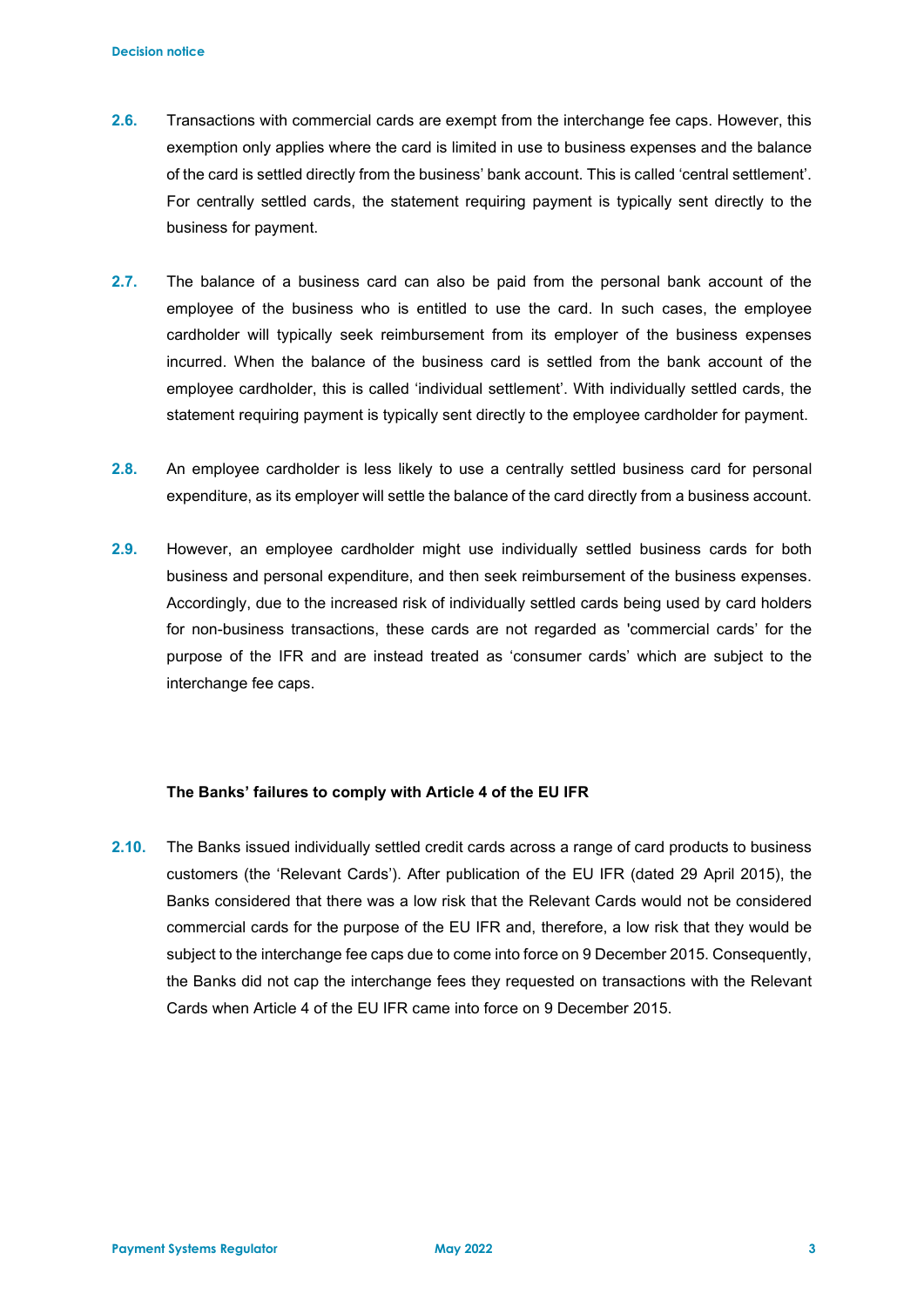**2.6.** Transactions with commercial cards are exempt from the interchange fee caps. However, this exemption only applies where the card is limited in use to business expenses and the balance of the card is settled directly from the business' bank account. This is called 'central settlement'. For centrally settled cards, the statement requiring payment is typically sent directly to the business for payment.

**2.7.** The balance of a business card can also be paid from the personal bank account of the employee of the business who is entitled to use the card. In such cases, the employee cardholder will typically seek reimbursement from its employer of the business expenses incurred. When the balance of the business card is settled from the bank account of the employee cardholder, this is called 'individual settlement'. With individually settled cards, the statement requiring payment is typically sent directly to the employee cardholder for payment.

**2.8.** An employee cardholder is less likely to use a centrally settled business card for personal expenditure, as its employer will settle the balance of the card directly from a business account.

**2.9.** However, an employee cardholder might use individually settled business cards for both business and personal expenditure, and then seek reimbursement of the business expenses. Accordingly, due to the increased risk of individually settled cards being used by card holders for non-business transactions, these cards are not regarded as 'commercial cards' for the purpose of the IFR and are instead treated as 'consumer cards' which are subject to the interchange fee caps.

**The Banks' failures to comply with Article 4 of the EU IFR**

**2.10.** The Banks issued individually settled credit cards across a range of card products to business customers (the 'Relevant Cards'). After publication of the EU IFR (dated 29 April 2015), the Banks considered that there was a low risk that the Relevant Cards would not be considered commercial cards for the purpose of the EU IFR and, therefore, a low risk that they would be subject to the interchange fee caps due to come into force on 9 December 2015. Consequently, the Banks did not cap the interchange fees they requested on transactions with the Relevant Cards when Article 4 of the EU IFR came into force on 9 December 2015.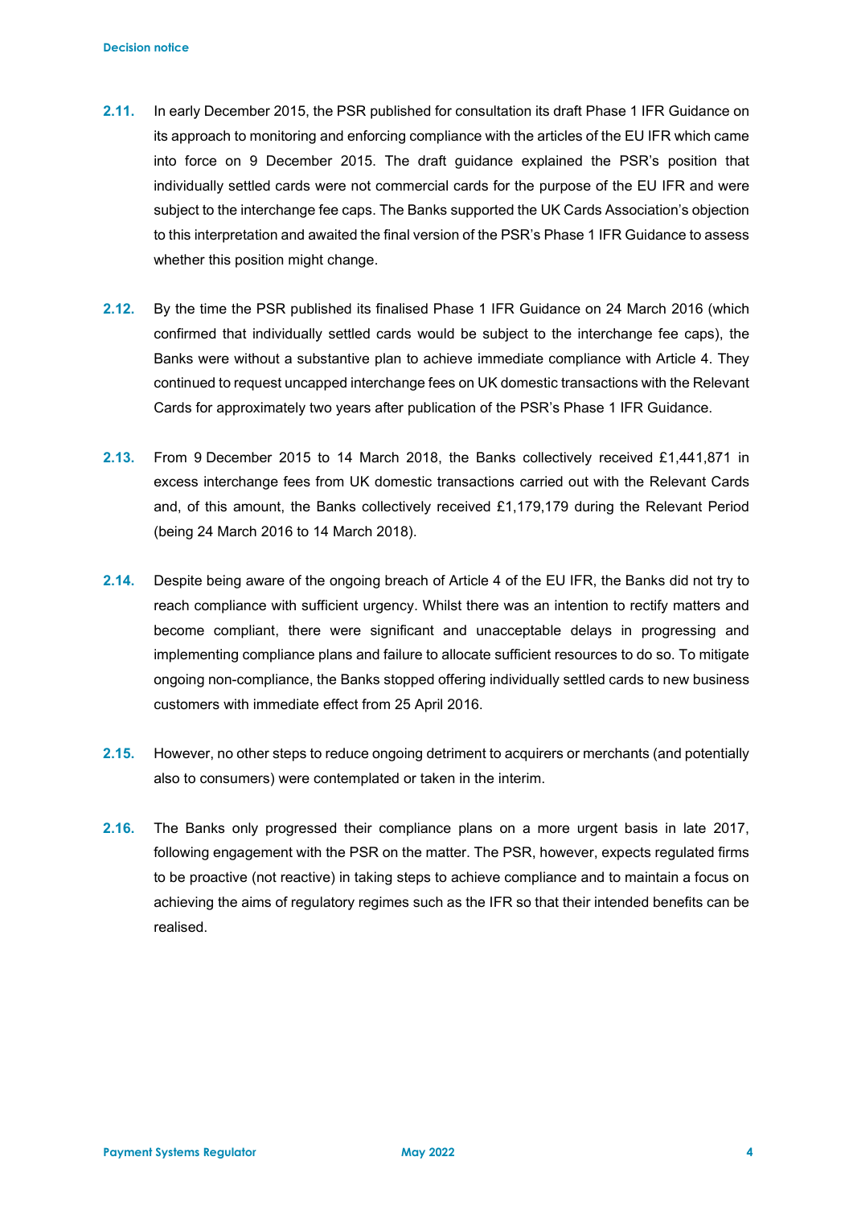**2.11.** In early December 2015, the PSR published for consultation its draft Phase 1 IFR Guidance on its approach to monitoring and enforcing compliance with the articles of the EU IFR which came into force on 9 December 2015. The draft guidance explained the PSR's position that individually settled cards were not commercial cards for the purpose of the EU IFR and were subject to the interchange fee caps. The Banks supported the UK Cards Association's objection to this interpretation and awaited the final version of the PSR's Phase 1 IFR Guidance to assess whether this position might change.

**2.12.** By the time the PSR published its finalised Phase 1 IFR Guidance on 24 March 2016 (which confirmed that individually settled cards would be subject to the interchange fee caps), the Banks were without a substantive plan to achieve immediate compliance with Article 4. They continued to request uncapped interchange fees on UK domestic transactions with the Relevant Cards for approximately two years after publication of the PSR's Phase 1 IFR Guidance.

**2.13.** From 9 December 2015 to 14 March 2018, the Banks collectively received £1,441,871 in excess interchange fees from UK domestic transactions carried out with the Relevant Cards and, of this amount, the Banks collectively received £1,179,179 during the Relevant Period (being 24 March 2016 to 14 March 2018).

**2.14.** Despite being aware of the ongoing breach of Article 4 of the EU IFR, the Banks did not try to reach compliance with sufficient urgency. Whilst there was an intention to rectify matters and become compliant, there were significant and unacceptable delays in progressing and implementing compliance plans and failure to allocate sufficient resources to do so. To mitigate ongoing non-compliance, the Banks stopped offering individually settled cards to new business customers with immediate effect from 25 April 2016.

**2.15.** However, no other steps to reduce ongoing detriment to acquirers or merchants (and potentially also to consumers) were contemplated or taken in the interim.

**2.16.** The Banks only progressed their compliance plans on a more urgent basis in late 2017, following engagement with the PSR on the matter. The PSR, however, expects regulated firms to be proactive (not reactive) in taking steps to achieve compliance and to maintain a focus on achieving the aims of regulatory regimes such as the IFR so that their intended benefits can be realised.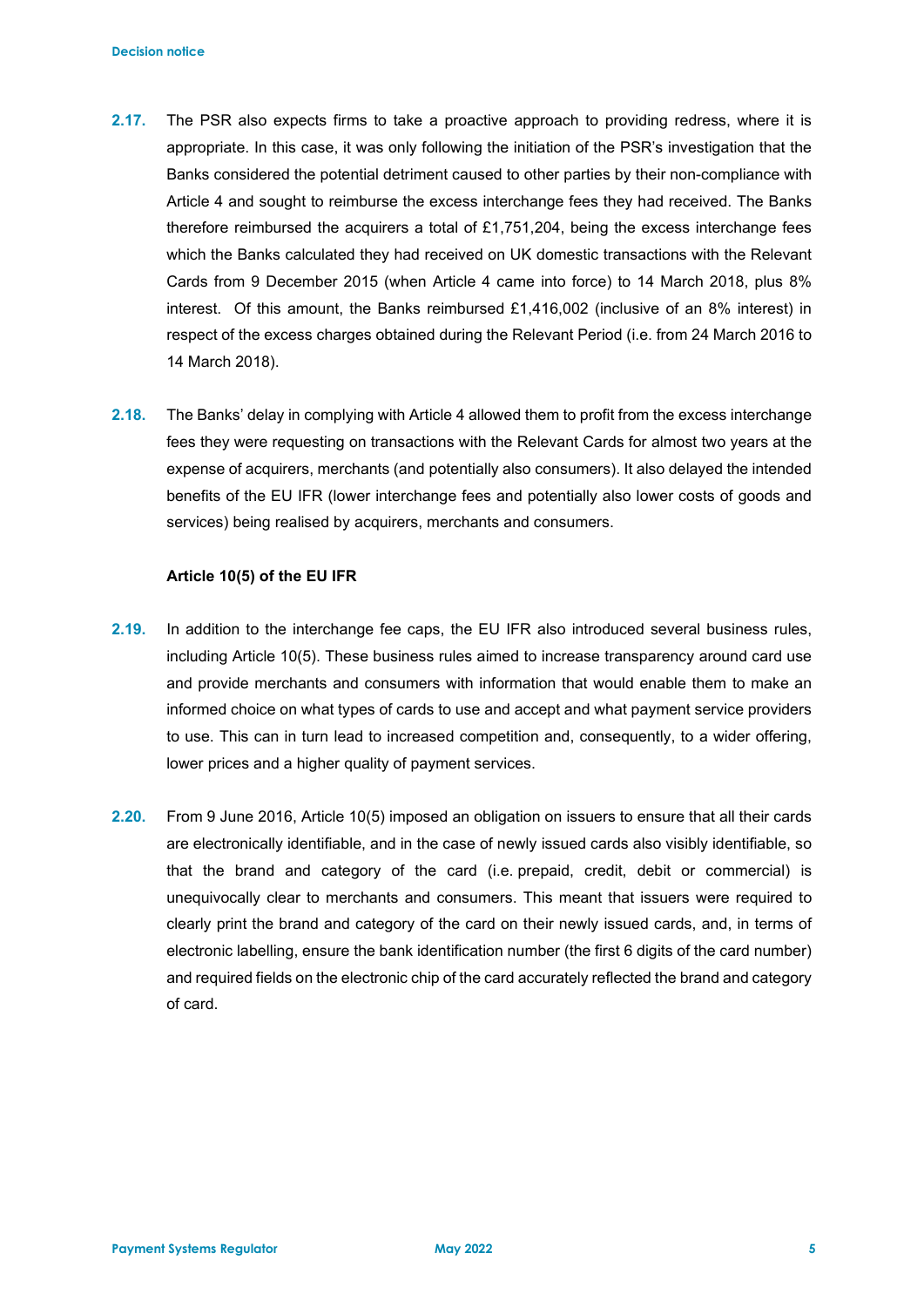2.17. The PSR also expects firms to take a proactive approach to providing redress, where it is appropriate. In this case, it was only following the initiation of the PSR's investigation that the Banks considered the potential detriment caused to other parties by their non-compliance with Article 4 and sought to reimburse the excess interchange fees they had received. The Banks therefore reimbursed the acquirers a total of £1,751,204, being the excess interchange fees which the Banks calculated they had received on UK domestic transactions with the Relevant Cards from 9 December 2015 (when Article 4 came into force) to 14 March 2018, plus 8% interest. Of this amount, the Banks reimbursed £1,416,002 (inclusive of an 8% interest) in respect of the excess charges obtained during the Relevant Period (i.e. from 24 March 2016 to 14 March 2018).

2.18. The Banks' delay in complying with Article 4 allowed them to profit from the excess interchange fees they were requesting on transactions with the Relevant Cards for almost two years at the expense of acquirers, merchants (and potentially also consumers). It also delayed the intended benefits of the EU IFR (lower interchange fees and potentially also lower costs of goods and services) being realised by acquirers, merchants and consumers.

**Article 10(5) of the EU IFR**

2.19. In addition to the interchange fee caps, the EU IFR also introduced several business rules, including Article 10(5). These business rules aimed to increase transparency around card use and provide merchants and consumers with information that would enable them to make an informed choice on what types of cards to use and accept and what payment service providers to use. This can in turn lead to increased competition and, consequently, to a wider offering, lower prices and a higher quality of payment services.

2.20. From 9 June 2016, Article 10(5) imposed an obligation on issuers to ensure that all their cards are electronically identifiable, and in the case of newly issued cards also visibly identifiable, so that the brand and category of the card (i.e. prepaid, credit, debit or commercial) is unequivocally clear to merchants and consumers. This meant that issuers were required to clearly print the brand and category of the card on their newly issued cards, and, in terms of electronic labelling, ensure the bank identification number (the first 6 digits of the card number) and required fields on the electronic chip of the card accurately reflected the brand and category of card.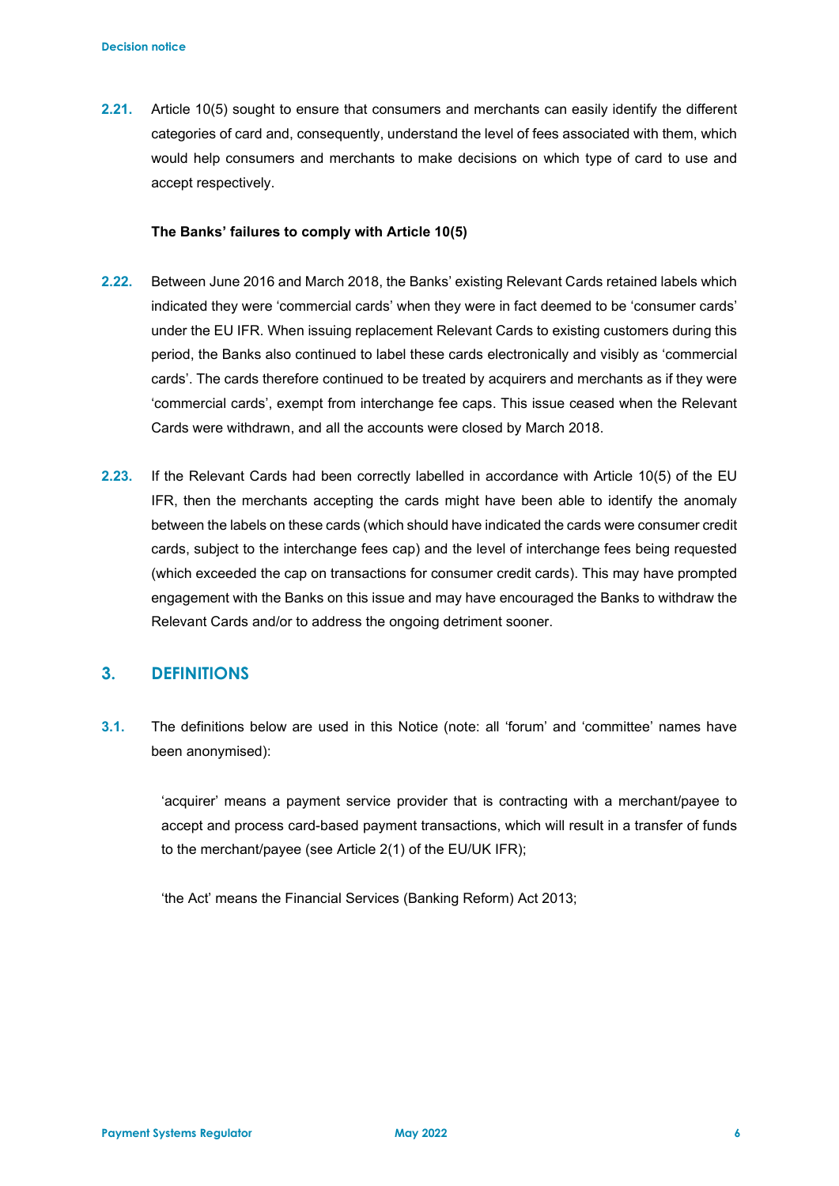**2.21.** Article 10(5) sought to ensure that consumers and merchants can easily identify the different categories of card and, consequently, understand the level of fees associated with them, which would help consumers and merchants to make decisions on which type of card to use and accept respectively.

**The Banks' failures to comply with Article 10(5)**

**2.22.** Between June 2016 and March 2018, the Banks' existing Relevant Cards retained labels which indicated they were 'commercial cards' when they were in fact deemed to be 'consumer cards' under the EU IFR. When issuing replacement Relevant Cards to existing customers during this period, the Banks also continued to label these cards electronically and visibly as 'commercial cards'. The cards therefore continued to be treated by acquirers and merchants as if they were 'commercial cards', exempt from interchange fee caps. This issue ceased when the Relevant Cards were withdrawn, and all the accounts were closed by March 2018.

**2.23.** If the Relevant Cards had been correctly labelled in accordance with Article 10(5) of the EU IFR, then the merchants accepting the cards might have been able to identify the anomaly between the labels on these cards (which should have indicated the cards were consumer credit cards, subject to the interchange fees cap) and the level of interchange fees being requested (which exceeded the cap on transactions for consumer credit cards). This may have prompted engagement with the Banks on this issue and may have encouraged the Banks to withdraw the Relevant Cards and/or to address the ongoing detriment sooner.

## 3. DEFINITIONS

**3.1.** The definitions below are used in this Notice (note: all 'forum' and 'committee' names have been anonymised):

'acquirer' means a payment service provider that is contracting with a merchant/payee to accept and process card-based payment transactions, which will result in a transfer of funds to the merchant/payee (see Article 2(1) of the EU/UK IFR);

'the Act' means the Financial Services (Banking Reform) Act 2013;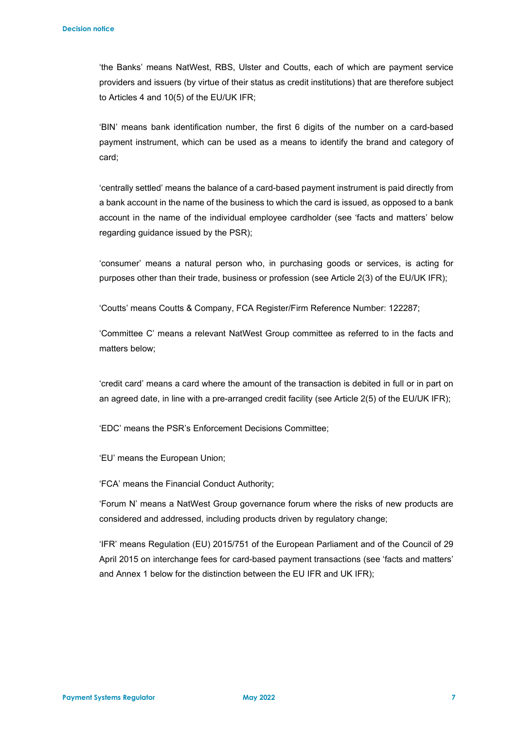'the Banks' means NatWest, RBS, Ulster and Coutts, each of which are payment service providers and issuers (by virtue of their status as credit institutions) that are therefore subject to Articles 4 and 10(5) of the EU/UK IFR;

'BIN' means bank identification number, the first 6 digits of the number on a card-based payment instrument, which can be used as a means to identify the brand and category of card;

'centrally settled' means the balance of a card-based payment instrument is paid directly from a bank account in the name of the business to which the card is issued, as opposed to a bank account in the name of the individual employee cardholder (see 'facts and matters' below regarding guidance issued by the PSR);

'consumer' means a natural person who, in purchasing goods or services, is acting for purposes other than their trade, business or profession (see Article 2(3) of the EU/UK IFR);

'Coutts' means Coutts & Company, FCA Register/Firm Reference Number: 122287;

'Committee C' means a relevant NatWest Group committee as referred to in the facts and matters below;

'credit card' means a card where the amount of the transaction is debited in full or in part on an agreed date, in line with a pre-arranged credit facility (see Article 2(5) of the EU/UK IFR);

'EDC' means the PSR's Enforcement Decisions Committee;

'EU' means the European Union;

'FCA' means the Financial Conduct Authority;

'Forum N' means a NatWest Group governance forum where the risks of new products are considered and addressed, including products driven by regulatory change;

'IFR' means Regulation (EU) 2015/751 of the European Parliament and of the Council of 29 April 2015 on interchange fees for card-based payment transactions (see 'facts and matters' and Annex 1 below for the distinction between the EU IFR and UK IFR);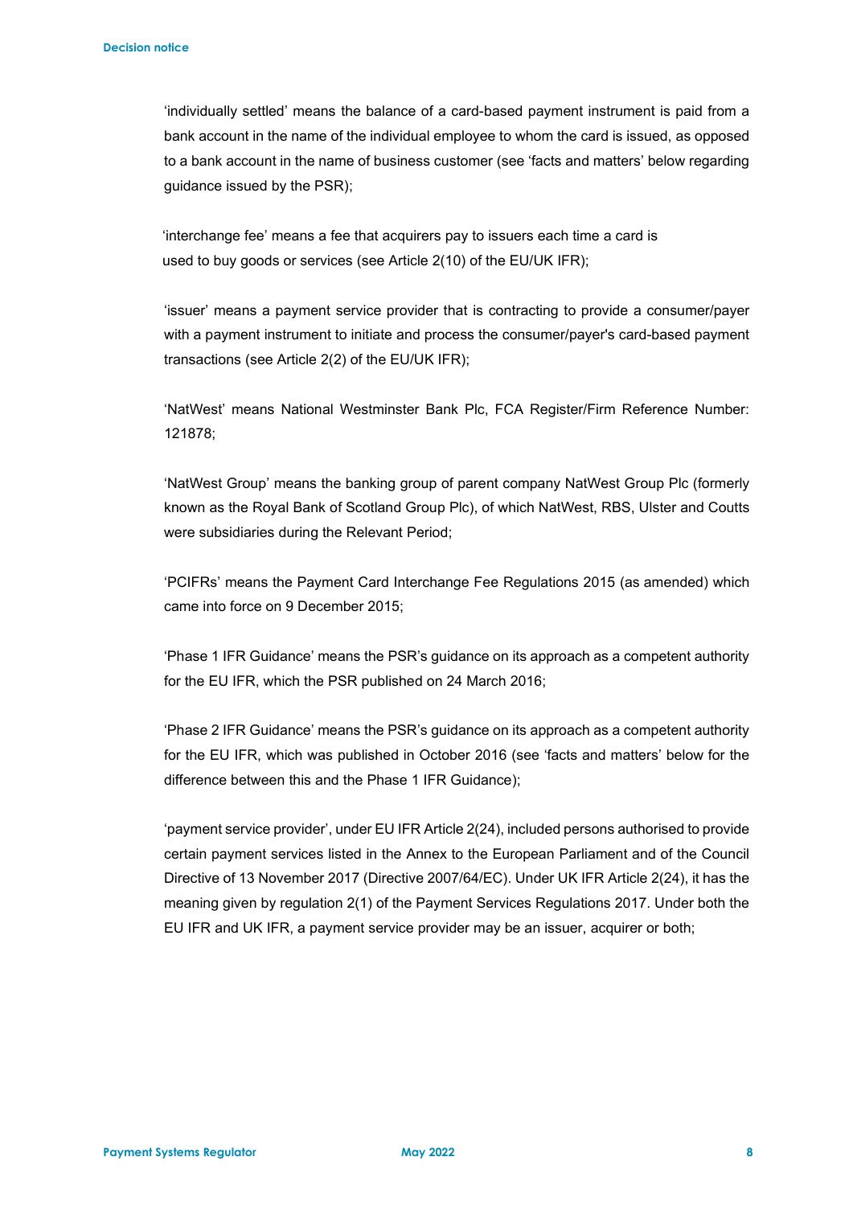'individually settled' means the balance of a card-based payment instrument is paid from a bank account in the name of the individual employee to whom the card is issued, as opposed to a bank account in the name of business customer (see 'facts and matters' below regarding guidance issued by the PSR);

'interchange fee' means a fee that acquirers pay to issuers each time a card is used to buy goods or services (see Article 2(10) of the EU/UK IFR);

'issuer' means a payment service provider that is contracting to provide a consumer/payer with a payment instrument to initiate and process the consumer/payer's card-based payment transactions (see Article 2(2) of the EU/UK IFR);

'NatWest' means National Westminster Bank Plc, FCA Register/Firm Reference Number: 121878;

'NatWest Group' means the banking group of parent company NatWest Group Plc (formerly known as the Royal Bank of Scotland Group Plc), of which NatWest, RBS, Ulster and Coutts were subsidiaries during the Relevant Period;

'PCIFRs' means the Payment Card Interchange Fee Regulations 2015 (as amended) which came into force on 9 December 2015;

'Phase 1 IFR Guidance' means the PSR's guidance on its approach as a competent authority for the EU IFR, which the PSR published on 24 March 2016;

'Phase 2 IFR Guidance' means the PSR's guidance on its approach as a competent authority for the EU IFR, which was published in October 2016 (see 'facts and matters' below for the difference between this and the Phase 1 IFR Guidance);

'payment service provider', under EU IFR Article 2(24), included persons authorised to provide certain payment services listed in the Annex to the European Parliament and of the Council Directive of 13 November 2017 (Directive 2007/64/EC). Under UK IFR Article 2(24), it has the meaning given by regulation 2(1) of the Payment Services Regulations 2017. Under both the EU IFR and UK IFR, a payment service provider may be an issuer, acquirer or both;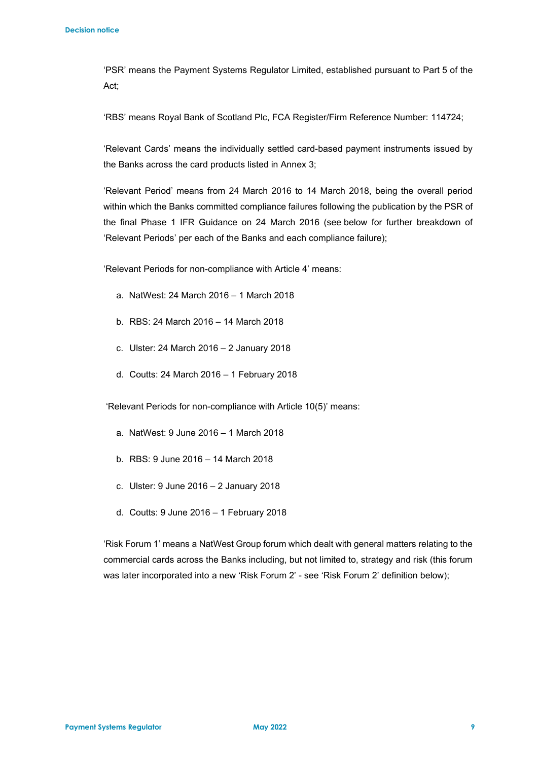'PSR' means the Payment Systems Regulator Limited, established pursuant to Part 5 of the Act;

'RBS' means Royal Bank of Scotland Plc, FCA Register/Firm Reference Number: 114724;

'Relevant Cards' means the individually settled card-based payment instruments issued by the Banks across the card products listed in Annex 3;

'Relevant Period' means from 24 March 2016 to 14 March 2018, being the overall period within which the Banks committed compliance failures following the publication by the PSR of the final Phase 1 IFR Guidance on 24 March 2016 (see below for further breakdown of 'Relevant Periods' per each of the Banks and each compliance failure);

'Relevant Periods for non-compliance with Article 4' means:

a. NatWest: 24 March 2016 – 1 March 2018

b. RBS: 24 March 2016 – 14 March 2018

c. Ulster: 24 March 2016 – 2 January 2018

d. Coutts: 24 March 2016 – 1 February 2018

'Relevant Periods for non-compliance with Article 10(5)' means:

a. NatWest: 9 June 2016 – 1 March 2018

b. RBS: 9 June 2016 – 14 March 2018

c. Ulster: 9 June 2016 – 2 January 2018

d. Coutts: 9 June 2016 – 1 February 2018

'Risk Forum 1' means a NatWest Group forum which dealt with general matters relating to the commercial cards across the Banks including, but not limited to, strategy and risk (this forum was later incorporated into a new 'Risk Forum 2' - see 'Risk Forum 2' definition below);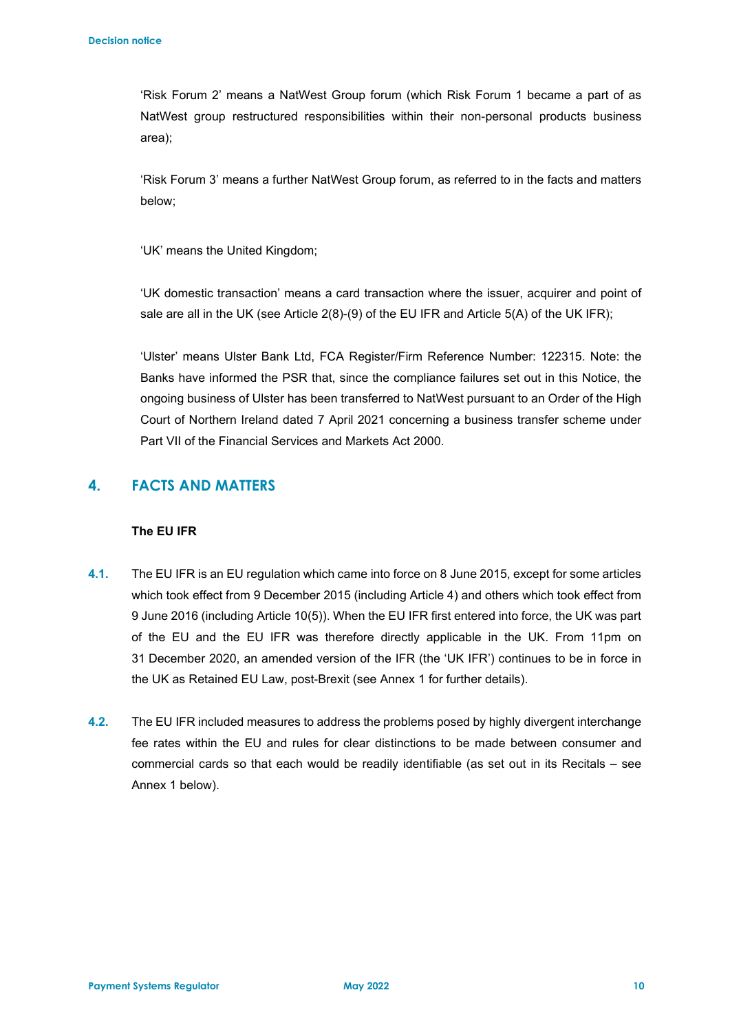'Risk Forum 2' means a NatWest Group forum (which Risk Forum 1 became a part of as NatWest group restructured responsibilities within their non-personal products business area);

'Risk Forum 3' means a further NatWest Group forum, as referred to in the facts and matters below;

'UK' means the United Kingdom;

'UK domestic transaction' means a card transaction where the issuer, acquirer and point of sale are all in the UK (see Article 2(8)-(9) of the EU IFR and Article 5(A) of the UK IFR);

'Ulster' means Ulster Bank Ltd, FCA Register/Firm Reference Number: 122315. Note: the Banks have informed the PSR that, since the compliance failures set out in this Notice, the ongoing business of Ulster has been transferred to NatWest pursuant to an Order of the High Court of Northern Ireland dated 7 April 2021 concerning a business transfer scheme under Part VII of the Financial Services and Markets Act 2000.

## 4. FACTS AND MATTERS

**The EU IFR**

4.1. The EU IFR is an EU regulation which came into force on 8 June 2015, except for some articles which took effect from 9 December 2015 (including Article 4) and others which took effect from 9 June 2016 (including Article 10(5)). When the EU IFR first entered into force, the UK was part of the EU and the EU IFR was therefore directly applicable in the UK. From 11pm on 31 December 2020, an amended version of the IFR (the 'UK IFR') continues to be in force in the UK as Retained EU Law, post-Brexit (see Annex 1 for further details).

4.2. The EU IFR included measures to address the problems posed by highly divergent interchange fee rates within the EU and rules for clear distinctions to be made between consumer and commercial cards so that each would be readily identifiable (as set out in its Recitals – see Annex 1 below).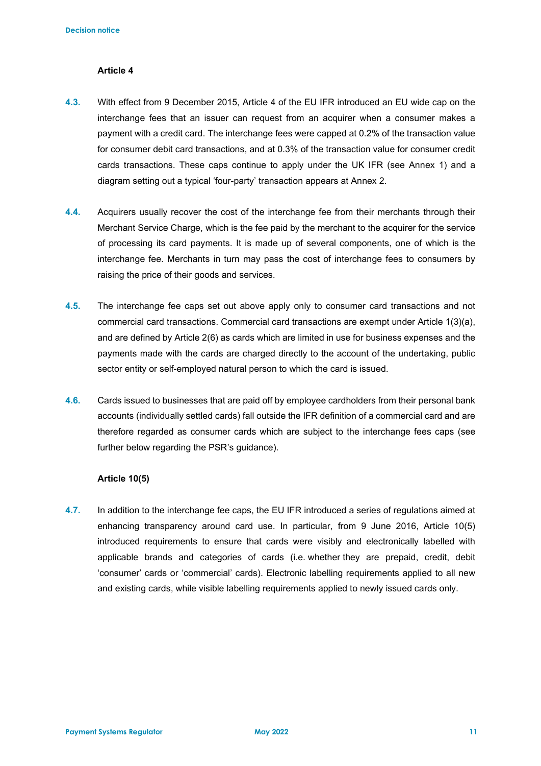### Article 4

**4.3.** With effect from 9 December 2015, Article 4 of the EU IFR introduced an EU wide cap on the interchange fees that an issuer can request from an acquirer when a consumer makes a payment with a credit card. The interchange fees were capped at 0.2% of the transaction value for consumer debit card transactions, and at 0.3% of the transaction value for consumer credit cards transactions. These caps continue to apply under the UK IFR (see Annex 1) and a diagram setting out a typical 'four-party' transaction appears at Annex 2.

**4.4.** Acquirers usually recover the cost of the interchange fee from their merchants through their Merchant Service Charge, which is the fee paid by the merchant to the acquirer for the service of processing its card payments. It is made up of several components, one of which is the interchange fee. Merchants in turn may pass the cost of interchange fees to consumers by raising the price of their goods and services.

**4.5.** The interchange fee caps set out above apply only to consumer card transactions and not commercial card transactions. Commercial card transactions are exempt under Article 1(3)(a), and are defined by Article 2(6) as cards which are limited in use for business expenses and the payments made with the cards are charged directly to the account of the undertaking, public sector entity or self-employed natural person to which the card is issued.

**4.6.** Cards issued to businesses that are paid off by employee cardholders from their personal bank accounts (individually settled cards) fall outside the IFR definition of a commercial card and are therefore regarded as consumer cards which are subject to the interchange fees caps (see further below regarding the PSR's guidance).

### Article 10(5)

**4.7.** In addition to the interchange fee caps, the EU IFR introduced a series of regulations aimed at enhancing transparency around card use. In particular, from 9 June 2016, Article 10(5) introduced requirements to ensure that cards were visibly and electronically labelled with applicable brands and categories of cards (i.e. whether they are prepaid, credit, debit 'consumer' cards or 'commercial' cards). Electronic labelling requirements applied to all new and existing cards, while visible labelling requirements applied to newly issued cards only.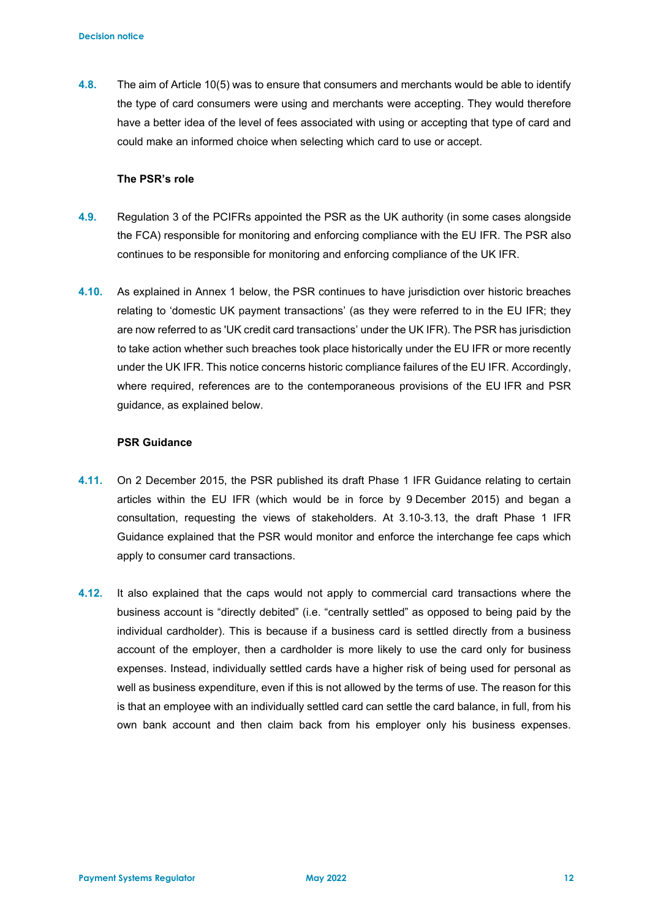**4.8.** The aim of Article 10(5) was to ensure that consumers and merchants would be able to identify the type of card consumers were using and merchants were accepting. They would therefore have a better idea of the level of fees associated with using or accepting that type of card and could make an informed choice when selecting which card to use or accept.

**The PSR's role**

**4.9.** Regulation 3 of the PCIFRs appointed the PSR as the UK authority (in some cases alongside the FCA) responsible for monitoring and enforcing compliance with the EU IFR. The PSR also continues to be responsible for monitoring and enforcing compliance of the UK IFR.

**4.10.** As explained in Annex 1 below, the PSR continues to have jurisdiction over historic breaches relating to 'domestic UK payment transactions' (as they were referred to in the EU IFR; they are now referred to as 'UK credit card transactions' under the UK IFR). The PSR has jurisdiction to take action whether such breaches took place historically under the EU IFR or more recently under the UK IFR. This notice concerns historic compliance failures of the EU IFR. Accordingly, where required, references are to the contemporaneous provisions of the EU IFR and PSR guidance, as explained below.

**PSR Guidance**

**4.11.** On 2 December 2015, the PSR published its draft Phase 1 IFR Guidance relating to certain articles within the EU IFR (which would be in force by 9 December 2015) and began a consultation, requesting the views of stakeholders. At 3.10-3.13, the draft Phase 1 IFR Guidance explained that the PSR would monitor and enforce the interchange fee caps which apply to consumer card transactions.

**4.12.** It also explained that the caps would not apply to commercial card transactions where the business account is "directly debited" (i.e. "centrally settled" as opposed to being paid by the individual cardholder). This is because if a business card is settled directly from a business account of the employer, then a cardholder is more likely to use the card only for business expenses. Instead, individually settled cards have a higher risk of being used for personal as well as business expenditure, even if this is not allowed by the terms of use. The reason for this is that an employee with an individually settled card can settle the card balance, in full, from his own bank account and then claim back from his employer only his business expenses.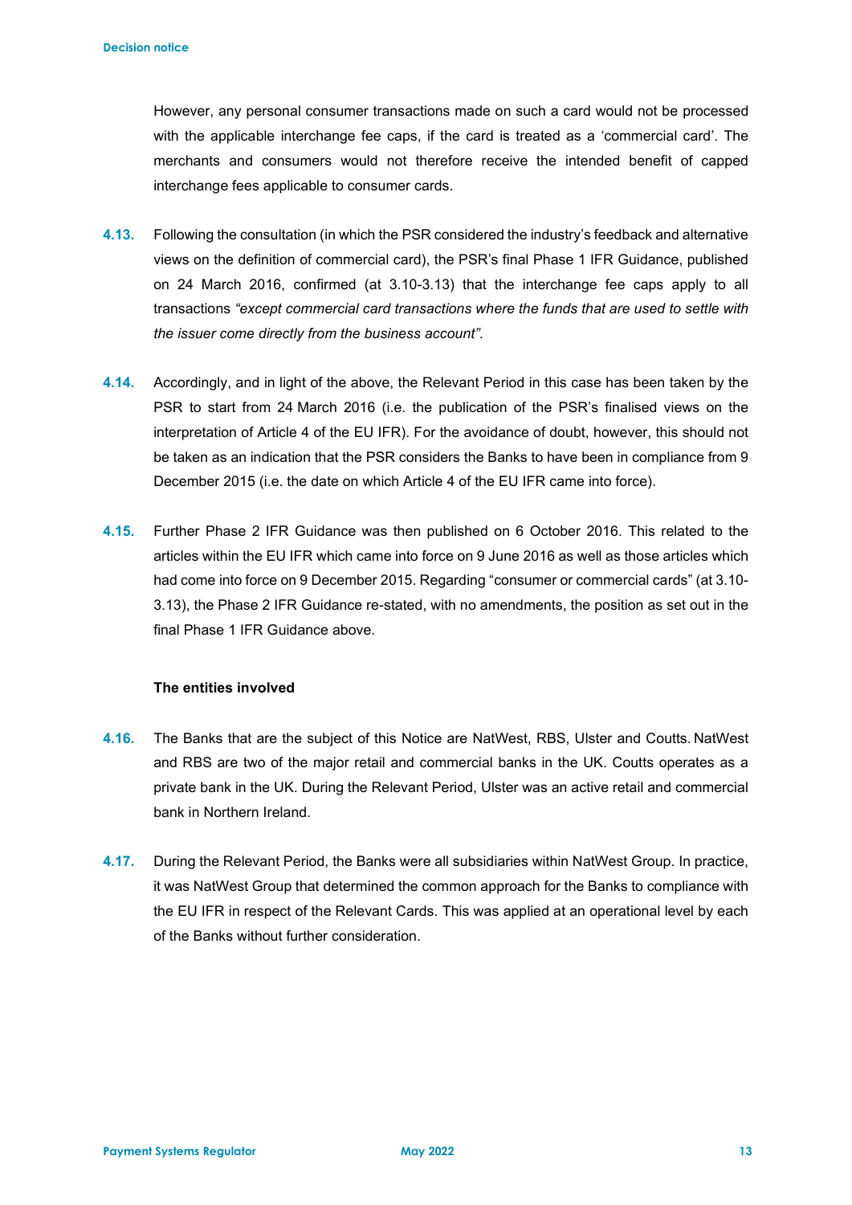However, any personal consumer transactions made on such a card would not be processed with the applicable interchange fee caps, if the card is treated as a 'commercial card'. The merchants and consumers would not therefore receive the intended benefit of capped interchange fees applicable to consumer cards.

**4.13.** Following the consultation (in which the PSR considered the industry's feedback and alternative views on the definition of commercial card), the PSR's final Phase 1 IFR Guidance, published on 24 March 2016, confirmed (at 3.10-3.13) that the interchange fee caps apply to all transactions *"except commercial card transactions where the funds that are used to settle with the issuer come directly from the business account".*

**4.14.** Accordingly, and in light of the above, the Relevant Period in this case has been taken by the PSR to start from 24 March 2016 (i.e. the publication of the PSR's finalised views on the interpretation of Article 4 of the EU IFR). For the avoidance of doubt, however, this should not be taken as an indication that the PSR considers the Banks to have been in compliance from 9 December 2015 (i.e. the date on which Article 4 of the EU IFR came into force).

**4.15.** Further Phase 2 IFR Guidance was then published on 6 October 2016. This related to the articles within the EU IFR which came into force on 9 June 2016 as well as those articles which had come into force on 9 December 2015. Regarding "consumer or commercial cards" (at 3.10-3.13), the Phase 2 IFR Guidance re-stated, with no amendments, the position as set out in the final Phase 1 IFR Guidance above.

**The entities involved**

**4.16.** The Banks that are the subject of this Notice are NatWest, RBS, Ulster and Coutts. NatWest and RBS are two of the major retail and commercial banks in the UK. Coutts operates as a private bank in the UK. During the Relevant Period, Ulster was an active retail and commercial bank in Northern Ireland.

**4.17.** During the Relevant Period, the Banks were all subsidiaries within NatWest Group. In practice, it was NatWest Group that determined the common approach for the Banks to compliance with the EU IFR in respect of the Relevant Cards. This was applied at an operational level by each of the Banks without further consideration.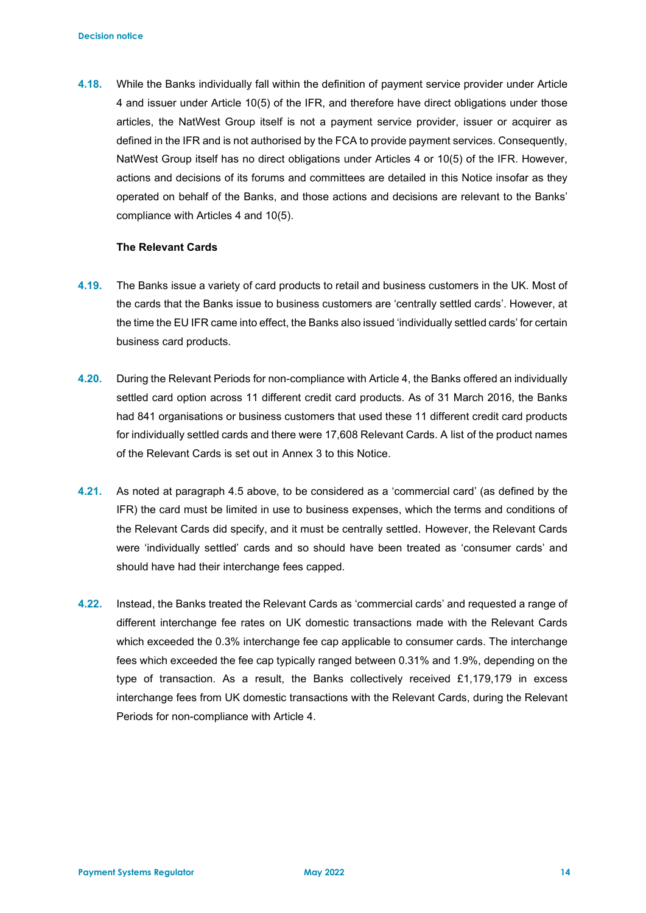**4.18.** While the Banks individually fall within the definition of payment service provider under Article 4 and issuer under Article 10(5) of the IFR, and therefore have direct obligations under those articles, the NatWest Group itself is not a payment service provider, issuer or acquirer as defined in the IFR and is not authorised by the FCA to provide payment services. Consequently, NatWest Group itself has no direct obligations under Articles 4 or 10(5) of the IFR. However, actions and decisions of its forums and committees are detailed in this Notice insofar as they operated on behalf of the Banks, and those actions and decisions are relevant to the Banks' compliance with Articles 4 and 10(5).

**The Relevant Cards**

**4.19.** The Banks issue a variety of card products to retail and business customers in the UK. Most of the cards that the Banks issue to business customers are 'centrally settled cards'. However, at the time the EU IFR came into effect, the Banks also issued 'individually settled cards' for certain business card products.

**4.20.** During the Relevant Periods for non-compliance with Article 4, the Banks offered an individually settled card option across 11 different credit card products. As of 31 March 2016, the Banks had 841 organisations or business customers that used these 11 different credit card products for individually settled cards and there were 17,608 Relevant Cards. A list of the product names of the Relevant Cards is set out in Annex 3 to this Notice.

**4.21.** As noted at paragraph 4.5 above, to be considered as a 'commercial card' (as defined by the IFR) the card must be limited in use to business expenses, which the terms and conditions of the Relevant Cards did specify, and it must be centrally settled. However, the Relevant Cards were 'individually settled' cards and so should have been treated as 'consumer cards' and should have had their interchange fees capped.

**4.22.** Instead, the Banks treated the Relevant Cards as 'commercial cards' and requested a range of different interchange fee rates on UK domestic transactions made with the Relevant Cards which exceeded the 0.3% interchange fee cap applicable to consumer cards. The interchange fees which exceeded the fee cap typically ranged between 0.31% and 1.9%, depending on the type of transaction. As a result, the Banks collectively received £1,179,179 in excess interchange fees from UK domestic transactions with the Relevant Cards, during the Relevant Periods for non-compliance with Article 4.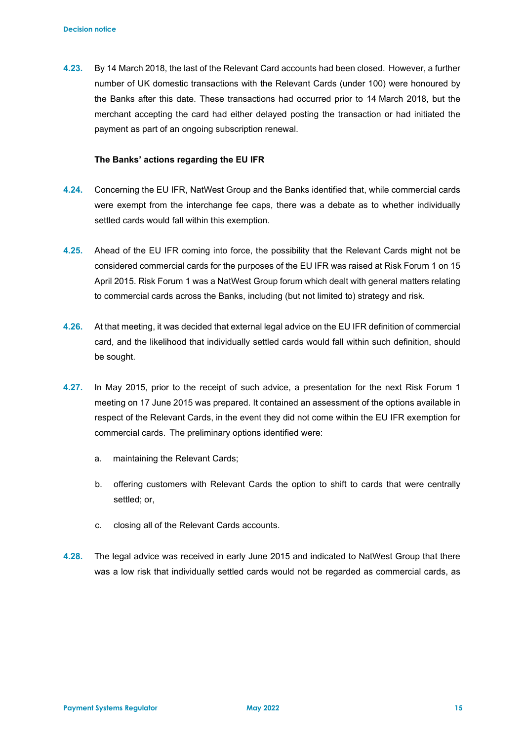**4.23.** By 14 March 2018, the last of the Relevant Card accounts had been closed. However, a further number of UK domestic transactions with the Relevant Cards (under 100) were honoured by the Banks after this date. These transactions had occurred prior to 14 March 2018, but the merchant accepting the card had either delayed posting the transaction or had initiated the payment as part of an ongoing subscription renewal.

**The Banks' actions regarding the EU IFR**

**4.24.** Concerning the EU IFR, NatWest Group and the Banks identified that, while commercial cards were exempt from the interchange fee caps, there was a debate as to whether individually settled cards would fall within this exemption.

**4.25.** Ahead of the EU IFR coming into force, the possibility that the Relevant Cards might not be considered commercial cards for the purposes of the EU IFR was raised at Risk Forum 1 on 15 April 2015. Risk Forum 1 was a NatWest Group forum which dealt with general matters relating to commercial cards across the Banks, including (but not limited to) strategy and risk.

**4.26.** At that meeting, it was decided that external legal advice on the EU IFR definition of commercial card, and the likelihood that individually settled cards would fall within such definition, should be sought.

**4.27.** In May 2015, prior to the receipt of such advice, a presentation for the next Risk Forum 1 meeting on 17 June 2015 was prepared. It contained an assessment of the options available in respect of the Relevant Cards, in the event they did not come within the EU IFR exemption for commercial cards. The preliminary options identified were:

a. maintaining the Relevant Cards;

b. offering customers with Relevant Cards the option to shift to cards that were centrally settled; or,

c. closing all of the Relevant Cards accounts.

**4.28.** The legal advice was received in early June 2015 and indicated to NatWest Group that there was a low risk that individually settled cards would not be regarded as commercial cards, as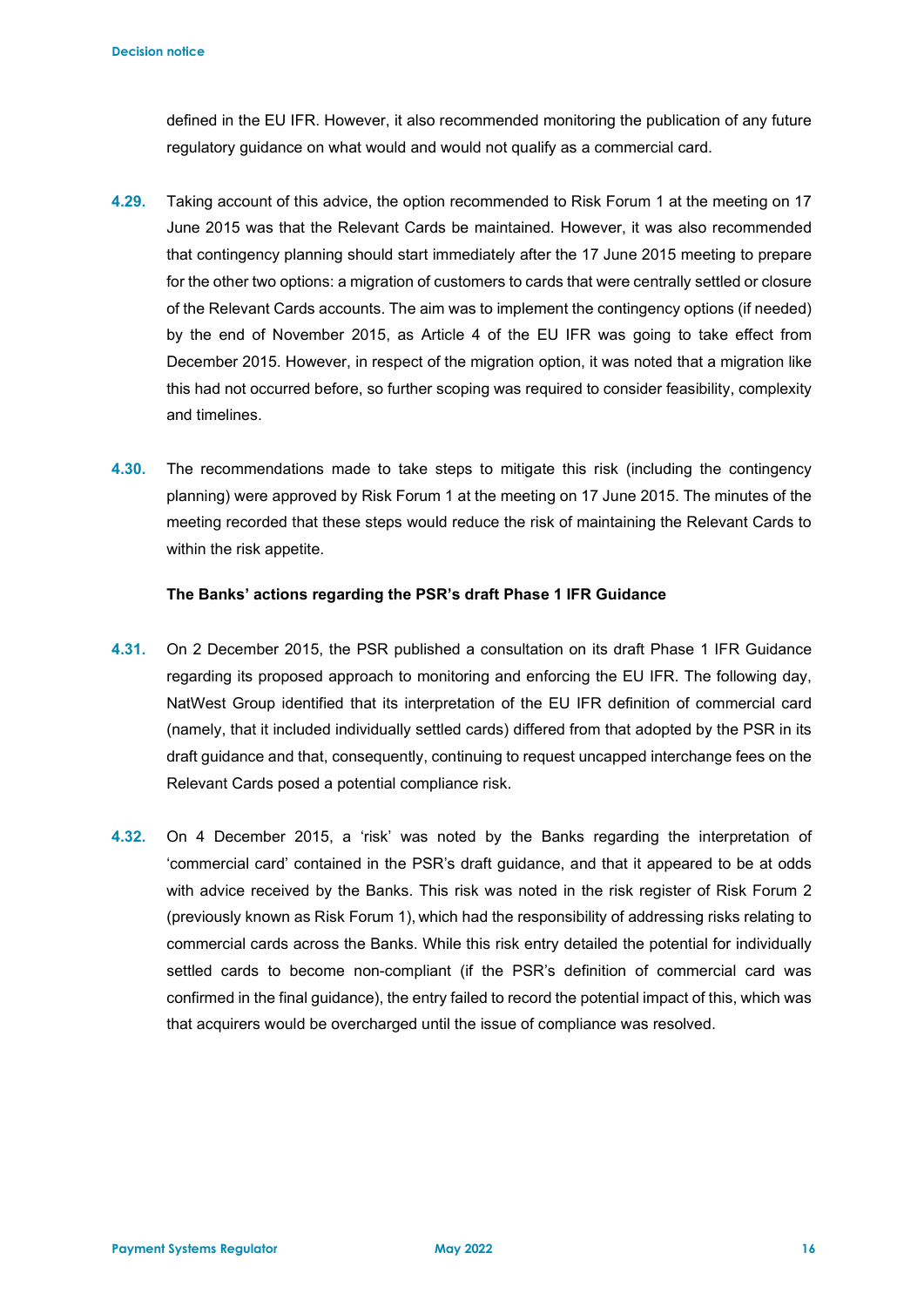defined in the EU IFR. However, it also recommended monitoring the publication of any future regulatory guidance on what would and would not qualify as a commercial card.

**4.29.** Taking account of this advice, the option recommended to Risk Forum 1 at the meeting on 17 June 2015 was that the Relevant Cards be maintained. However, it was also recommended that contingency planning should start immediately after the 17 June 2015 meeting to prepare for the other two options: a migration of customers to cards that were centrally settled or closure of the Relevant Cards accounts. The aim was to implement the contingency options (if needed) by the end of November 2015, as Article 4 of the EU IFR was going to take effect from December 2015. However, in respect of the migration option, it was noted that a migration like this had not occurred before, so further scoping was required to consider feasibility, complexity and timelines.

**4.30.** The recommendations made to take steps to mitigate this risk (including the contingency planning) were approved by Risk Forum 1 at the meeting on 17 June 2015. The minutes of the meeting recorded that these steps would reduce the risk of maintaining the Relevant Cards to within the risk appetite.

**The Banks' actions regarding the PSR's draft Phase 1 IFR Guidance**

**4.31.** On 2 December 2015, the PSR published a consultation on its draft Phase 1 IFR Guidance regarding its proposed approach to monitoring and enforcing the EU IFR. The following day, NatWest Group identified that its interpretation of the EU IFR definition of commercial card (namely, that it included individually settled cards) differed from that adopted by the PSR in its draft guidance and that, consequently, continuing to request uncapped interchange fees on the Relevant Cards posed a potential compliance risk.

**4.32.** On 4 December 2015, a 'risk' was noted by the Banks regarding the interpretation of 'commercial card' contained in the PSR's draft guidance, and that it appeared to be at odds with advice received by the Banks. This risk was noted in the risk register of Risk Forum 2 (previously known as Risk Forum 1), which had the responsibility of addressing risks relating to commercial cards across the Banks. While this risk entry detailed the potential for individually settled cards to become non-compliant (if the PSR's definition of commercial card was confirmed in the final guidance), the entry failed to record the potential impact of this, which was that acquirers would be overcharged until the issue of compliance was resolved.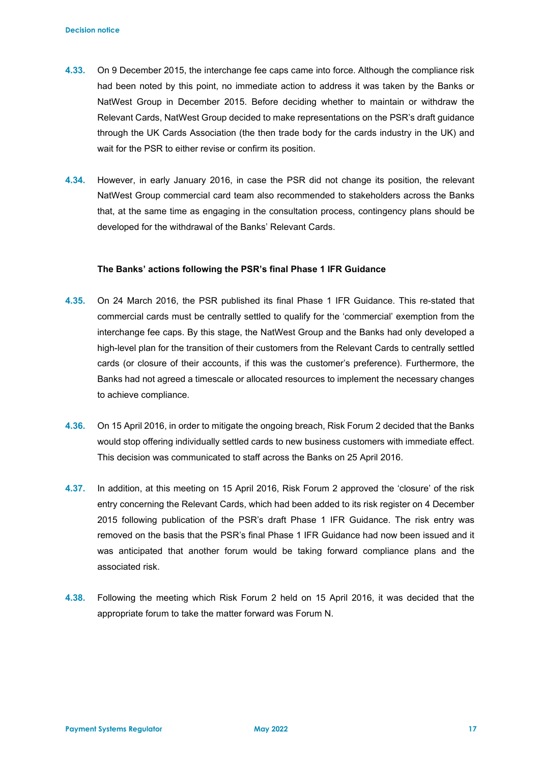4.33. On 9 December 2015, the interchange fee caps came into force. Although the compliance risk had been noted by this point, no immediate action to address it was taken by the Banks or NatWest Group in December 2015. Before deciding whether to maintain or withdraw the Relevant Cards, NatWest Group decided to make representations on the PSR's draft guidance through the UK Cards Association (the then trade body for the cards industry in the UK) and wait for the PSR to either revise or confirm its position.

4.34. However, in early January 2016, in case the PSR did not change its position, the relevant NatWest Group commercial card team also recommended to stakeholders across the Banks that, at the same time as engaging in the consultation process, contingency plans should be developed for the withdrawal of the Banks' Relevant Cards.

**The Banks' actions following the PSR's final Phase 1 IFR Guidance**

4.35. On 24 March 2016, the PSR published its final Phase 1 IFR Guidance. This re-stated that commercial cards must be centrally settled to qualify for the 'commercial' exemption from the interchange fee caps. By this stage, the NatWest Group and the Banks had only developed a high-level plan for the transition of their customers from the Relevant Cards to centrally settled cards (or closure of their accounts, if this was the customer's preference). Furthermore, the Banks had not agreed a timescale or allocated resources to implement the necessary changes to achieve compliance.

4.36. On 15 April 2016, in order to mitigate the ongoing breach, Risk Forum 2 decided that the Banks would stop offering individually settled cards to new business customers with immediate effect. This decision was communicated to staff across the Banks on 25 April 2016.

4.37. In addition, at this meeting on 15 April 2016, Risk Forum 2 approved the 'closure' of the risk entry concerning the Relevant Cards, which had been added to its risk register on 4 December 2015 following publication of the PSR's draft Phase 1 IFR Guidance. The risk entry was removed on the basis that the PSR's final Phase 1 IFR Guidance had now been issued and it was anticipated that another forum would be taking forward compliance plans and the associated risk.

4.38. Following the meeting which Risk Forum 2 held on 15 April 2016, it was decided that the appropriate forum to take the matter forward was Forum N.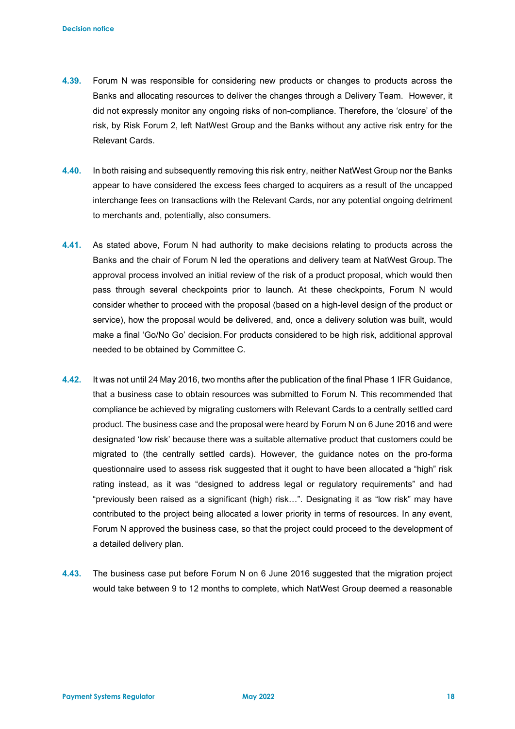**4.39.** Forum N was responsible for considering new products or changes to products across the Banks and allocating resources to deliver the changes through a Delivery Team. However, it did not expressly monitor any ongoing risks of non-compliance. Therefore, the 'closure' of the risk, by Risk Forum 2, left NatWest Group and the Banks without any active risk entry for the Relevant Cards.

**4.40.** In both raising and subsequently removing this risk entry, neither NatWest Group nor the Banks appear to have considered the excess fees charged to acquirers as a result of the uncapped interchange fees on transactions with the Relevant Cards, nor any potential ongoing detriment to merchants and, potentially, also consumers.

**4.41.** As stated above, Forum N had authority to make decisions relating to products across the Banks and the chair of Forum N led the operations and delivery team at NatWest Group. The approval process involved an initial review of the risk of a product proposal, which would then pass through several checkpoints prior to launch. At these checkpoints, Forum N would consider whether to proceed with the proposal (based on a high-level design of the product or service), how the proposal would be delivered, and, once a delivery solution was built, would make a final 'Go/No Go' decision. For products considered to be high risk, additional approval needed to be obtained by Committee C.

**4.42.** It was not until 24 May 2016, two months after the publication of the final Phase 1 IFR Guidance, that a business case to obtain resources was submitted to Forum N. This recommended that compliance be achieved by migrating customers with Relevant Cards to a centrally settled card product. The business case and the proposal were heard by Forum N on 6 June 2016 and were designated 'low risk' because there was a suitable alternative product that customers could be migrated to (the centrally settled cards). However, the guidance notes on the pro-forma questionnaire used to assess risk suggested that it ought to have been allocated a "high" risk rating instead, as it was "designed to address legal or regulatory requirements" and had "previously been raised as a significant (high) risk…". Designating it as "low risk" may have contributed to the project being allocated a lower priority in terms of resources. In any event, Forum N approved the business case, so that the project could proceed to the development of a detailed delivery plan.

**4.43.** The business case put before Forum N on 6 June 2016 suggested that the migration project would take between 9 to 12 months to complete, which NatWest Group deemed a reasonable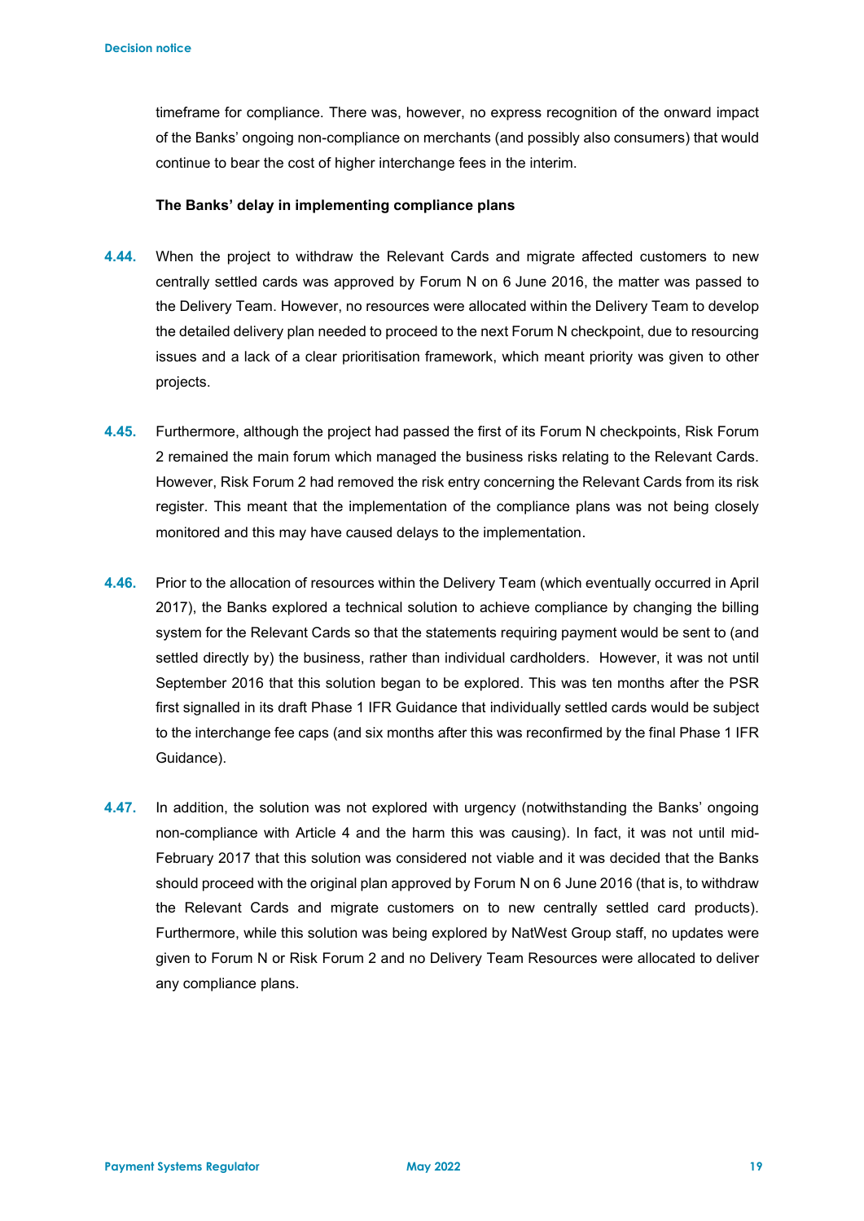timeframe for compliance. There was, however, no express recognition of the onward impact of the Banks' ongoing non-compliance on merchants (and possibly also consumers) that would continue to bear the cost of higher interchange fees in the interim.

**The Banks' delay in implementing compliance plans**

**4.44.** When the project to withdraw the Relevant Cards and migrate affected customers to new centrally settled cards was approved by Forum N on 6 June 2016, the matter was passed to the Delivery Team. However, no resources were allocated within the Delivery Team to develop the detailed delivery plan needed to proceed to the next Forum N checkpoint, due to resourcing issues and a lack of a clear prioritisation framework, which meant priority was given to other projects.

**4.45.** Furthermore, although the project had passed the first of its Forum N checkpoints, Risk Forum 2 remained the main forum which managed the business risks relating to the Relevant Cards. However, Risk Forum 2 had removed the risk entry concerning the Relevant Cards from its risk register. This meant that the implementation of the compliance plans was not being closely monitored and this may have caused delays to the implementation.

**4.46.** Prior to the allocation of resources within the Delivery Team (which eventually occurred in April 2017), the Banks explored a technical solution to achieve compliance by changing the billing system for the Relevant Cards so that the statements requiring payment would be sent to (and settled directly by) the business, rather than individual cardholders. However, it was not until September 2016 that this solution began to be explored. This was ten months after the PSR first signalled in its draft Phase 1 IFR Guidance that individually settled cards would be subject to the interchange fee caps (and six months after this was reconfirmed by the final Phase 1 IFR Guidance).

**4.47.** In addition, the solution was not explored with urgency (notwithstanding the Banks' ongoing non-compliance with Article 4 and the harm this was causing). In fact, it was not until mid-February 2017 that this solution was considered not viable and it was decided that the Banks should proceed with the original plan approved by Forum N on 6 June 2016 (that is, to withdraw the Relevant Cards and migrate customers on to new centrally settled card products). Furthermore, while this solution was being explored by NatWest Group staff, no updates were given to Forum N or Risk Forum 2 and no Delivery Team Resources were allocated to deliver any compliance plans.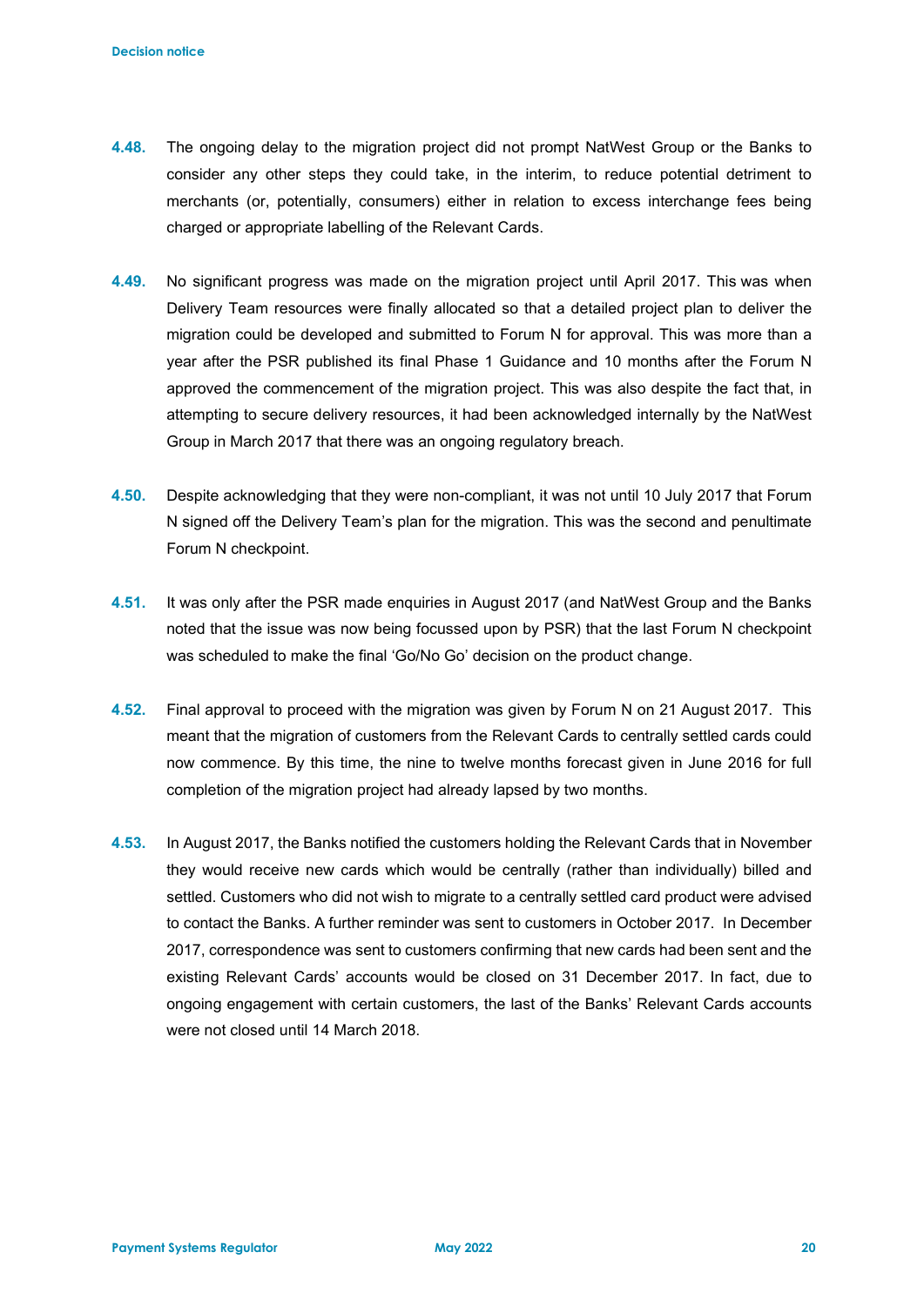**4.48.** The ongoing delay to the migration project did not prompt NatWest Group or the Banks to consider any other steps they could take, in the interim, to reduce potential detriment to merchants (or, potentially, consumers) either in relation to excess interchange fees being charged or appropriate labelling of the Relevant Cards.

**4.49.** No significant progress was made on the migration project until April 2017. This was when Delivery Team resources were finally allocated so that a detailed project plan to deliver the migration could be developed and submitted to Forum N for approval. This was more than a year after the PSR published its final Phase 1 Guidance and 10 months after the Forum N approved the commencement of the migration project. This was also despite the fact that, in attempting to secure delivery resources, it had been acknowledged internally by the NatWest Group in March 2017 that there was an ongoing regulatory breach.

**4.50.** Despite acknowledging that they were non-compliant, it was not until 10 July 2017 that Forum N signed off the Delivery Team's plan for the migration. This was the second and penultimate Forum N checkpoint.

**4.51.** It was only after the PSR made enquiries in August 2017 (and NatWest Group and the Banks noted that the issue was now being focussed upon by PSR) that the last Forum N checkpoint was scheduled to make the final 'Go/No Go' decision on the product change.

**4.52.** Final approval to proceed with the migration was given by Forum N on 21 August 2017. This meant that the migration of customers from the Relevant Cards to centrally settled cards could now commence. By this time, the nine to twelve months forecast given in June 2016 for full completion of the migration project had already lapsed by two months.

**4.53.** In August 2017, the Banks notified the customers holding the Relevant Cards that in November they would receive new cards which would be centrally (rather than individually) billed and settled. Customers who did not wish to migrate to a centrally settled card product were advised to contact the Banks. A further reminder was sent to customers in October 2017. In December 2017, correspondence was sent to customers confirming that new cards had been sent and the existing Relevant Cards' accounts would be closed on 31 December 2017. In fact, due to ongoing engagement with certain customers, the last of the Banks' Relevant Cards accounts were not closed until 14 March 2018.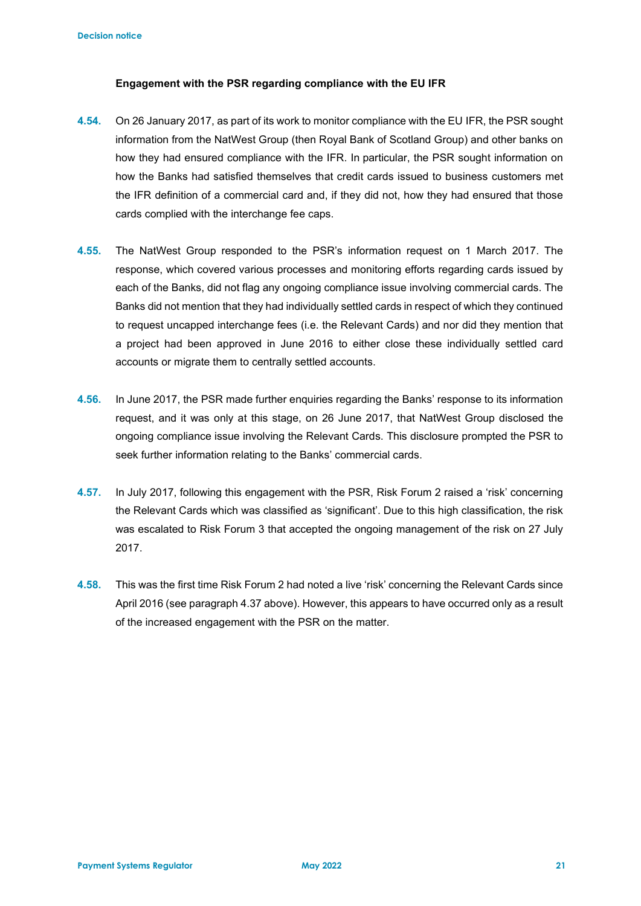**Engagement with the PSR regarding compliance with the EU IFR**

**4.54.** On 26 January 2017, as part of its work to monitor compliance with the EU IFR, the PSR sought information from the NatWest Group (then Royal Bank of Scotland Group) and other banks on how they had ensured compliance with the IFR. In particular, the PSR sought information on how the Banks had satisfied themselves that credit cards issued to business customers met the IFR definition of a commercial card and, if they did not, how they had ensured that those cards complied with the interchange fee caps.

**4.55.** The NatWest Group responded to the PSR's information request on 1 March 2017. The response, which covered various processes and monitoring efforts regarding cards issued by each of the Banks, did not flag any ongoing compliance issue involving commercial cards. The Banks did not mention that they had individually settled cards in respect of which they continued to request uncapped interchange fees (i.e. the Relevant Cards) and nor did they mention that a project had been approved in June 2016 to either close these individually settled card accounts or migrate them to centrally settled accounts.

**4.56.** In June 2017, the PSR made further enquiries regarding the Banks' response to its information request, and it was only at this stage, on 26 June 2017, that NatWest Group disclosed the ongoing compliance issue involving the Relevant Cards. This disclosure prompted the PSR to seek further information relating to the Banks' commercial cards.

**4.57.** In July 2017, following this engagement with the PSR, Risk Forum 2 raised a 'risk' concerning the Relevant Cards which was classified as 'significant'. Due to this high classification, the risk was escalated to Risk Forum 3 that accepted the ongoing management of the risk on 27 July 2017.

**4.58.** This was the first time Risk Forum 2 had noted a live 'risk' concerning the Relevant Cards since April 2016 (see paragraph 4.37 above). However, this appears to have occurred only as a result of the increased engagement with the PSR on the matter.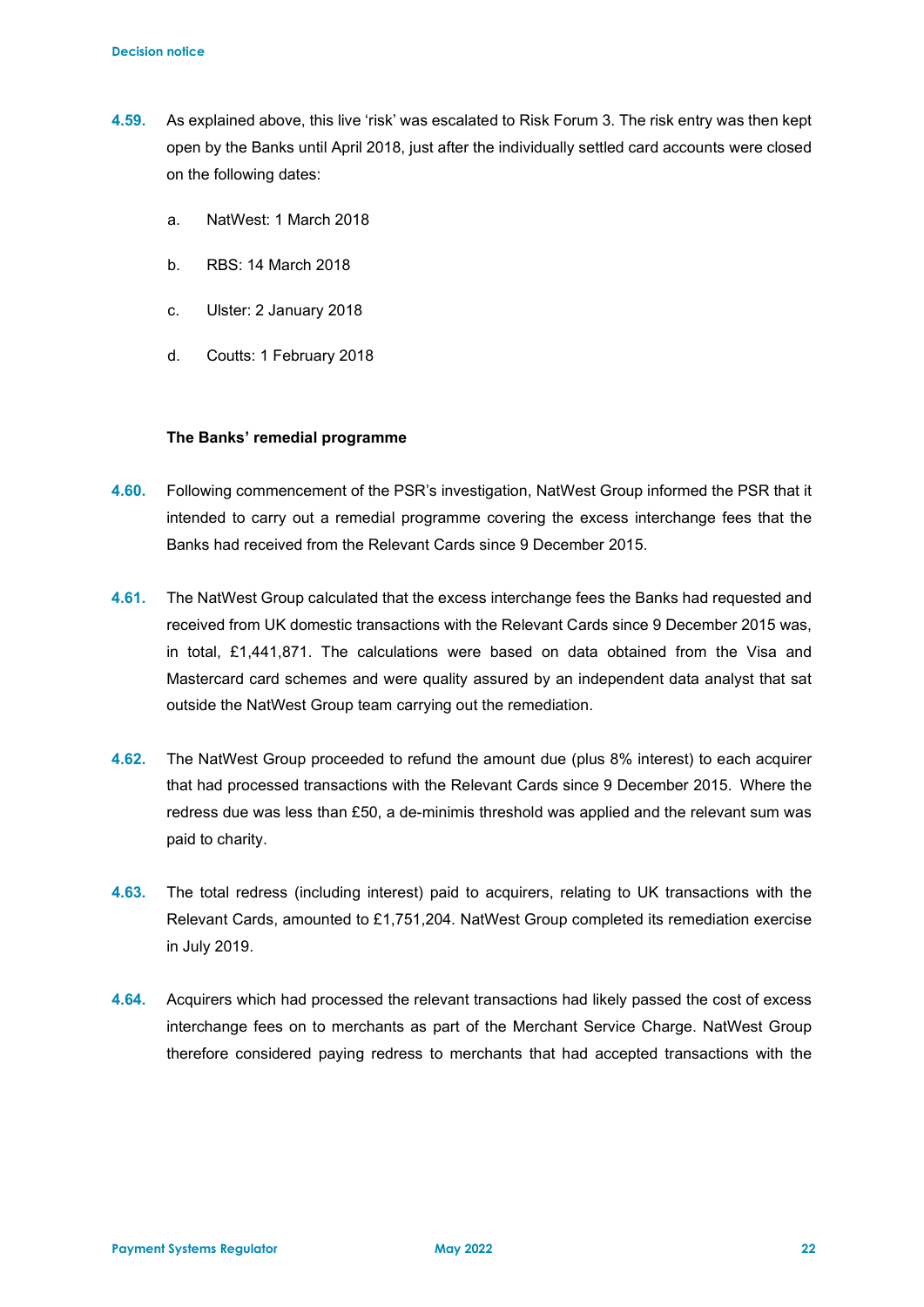4.59. As explained above, this live 'risk' was escalated to Risk Forum 3. The risk entry was then kept open by the Banks until April 2018, just after the individually settled card accounts were closed on the following dates:

a. NatWest: 1 March 2018

b. RBS: 14 March 2018

c. Ulster: 2 January 2018

d. Coutts: 1 February 2018

**The Banks' remedial programme**

4.60. Following commencement of the PSR's investigation, NatWest Group informed the PSR that it intended to carry out a remedial programme covering the excess interchange fees that the Banks had received from the Relevant Cards since 9 December 2015.

4.61. The NatWest Group calculated that the excess interchange fees the Banks had requested and received from UK domestic transactions with the Relevant Cards since 9 December 2015 was, in total, £1,441,871. The calculations were based on data obtained from the Visa and Mastercard card schemes and were quality assured by an independent data analyst that sat outside the NatWest Group team carrying out the remediation.

4.62. The NatWest Group proceeded to refund the amount due (plus 8% interest) to each acquirer that had processed transactions with the Relevant Cards since 9 December 2015. Where the redress due was less than £50, a de-minimis threshold was applied and the relevant sum was paid to charity.

4.63. The total redress (including interest) paid to acquirers, relating to UK transactions with the Relevant Cards, amounted to £1,751,204. NatWest Group completed its remediation exercise in July 2019.

4.64. Acquirers which had processed the relevant transactions had likely passed the cost of excess interchange fees on to merchants as part of the Merchant Service Charge. NatWest Group therefore considered paying redress to merchants that had accepted transactions with the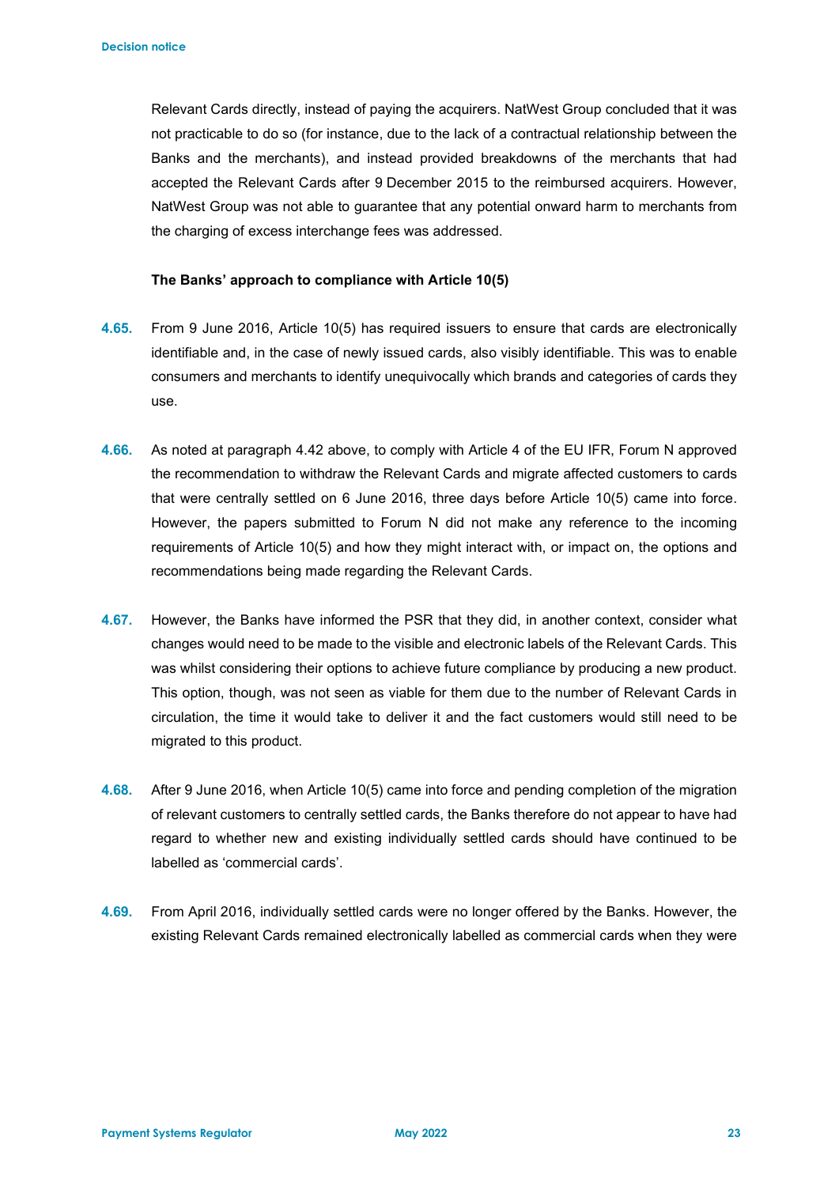Relevant Cards directly, instead of paying the acquirers. NatWest Group concluded that it was not practicable to do so (for instance, due to the lack of a contractual relationship between the Banks and the merchants), and instead provided breakdowns of the merchants that had accepted the Relevant Cards after 9 December 2015 to the reimbursed acquirers. However, NatWest Group was not able to guarantee that any potential onward harm to merchants from the charging of excess interchange fees was addressed.

**The Banks' approach to compliance with Article 10(5)**

**4.65.** From 9 June 2016, Article 10(5) has required issuers to ensure that cards are electronically identifiable and, in the case of newly issued cards, also visibly identifiable. This was to enable consumers and merchants to identify unequivocally which brands and categories of cards they use.

**4.66.** As noted at paragraph 4.42 above, to comply with Article 4 of the EU IFR, Forum N approved the recommendation to withdraw the Relevant Cards and migrate affected customers to cards that were centrally settled on 6 June 2016, three days before Article 10(5) came into force. However, the papers submitted to Forum N did not make any reference to the incoming requirements of Article 10(5) and how they might interact with, or impact on, the options and recommendations being made regarding the Relevant Cards.

**4.67.** However, the Banks have informed the PSR that they did, in another context, consider what changes would need to be made to the visible and electronic labels of the Relevant Cards. This was whilst considering their options to achieve future compliance by producing a new product. This option, though, was not seen as viable for them due to the number of Relevant Cards in circulation, the time it would take to deliver it and the fact customers would still need to be migrated to this product.

**4.68.** After 9 June 2016, when Article 10(5) came into force and pending completion of the migration of relevant customers to centrally settled cards, the Banks therefore do not appear to have had regard to whether new and existing individually settled cards should have continued to be labelled as 'commercial cards'.

**4.69.** From April 2016, individually settled cards were no longer offered by the Banks. However, the existing Relevant Cards remained electronically labelled as commercial cards when they were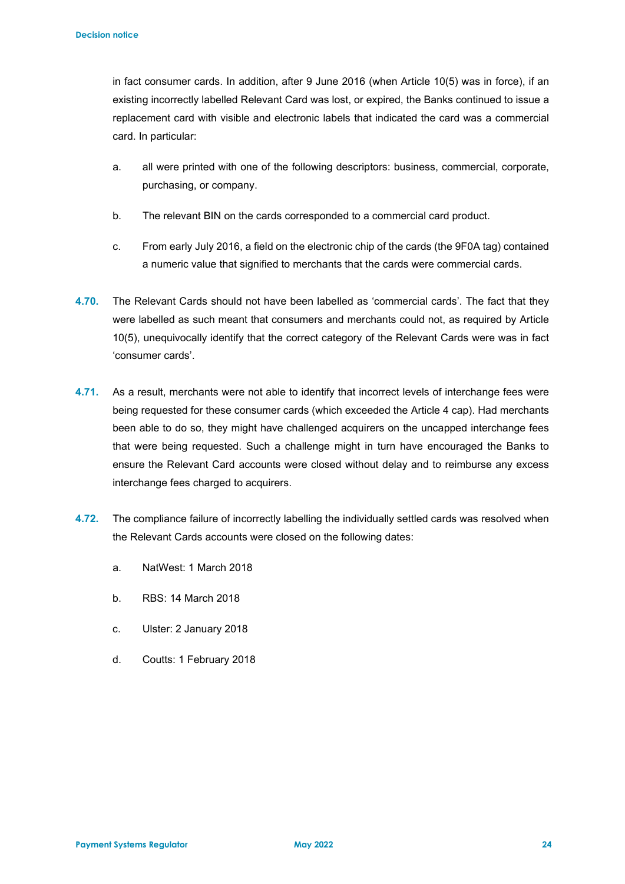in fact consumer cards. In addition, after 9 June 2016 (when Article 10(5) was in force), if an existing incorrectly labelled Relevant Card was lost, or expired, the Banks continued to issue a replacement card with visible and electronic labels that indicated the card was a commercial card. In particular:

a. all were printed with one of the following descriptors: business, commercial, corporate, purchasing, or company.

b. The relevant BIN on the cards corresponded to a commercial card product.

c. From early July 2016, a field on the electronic chip of the cards (the 9F0A tag) contained a numeric value that signified to merchants that the cards were commercial cards.

**4.70.** The Relevant Cards should not have been labelled as 'commercial cards'. The fact that they were labelled as such meant that consumers and merchants could not, as required by Article 10(5), unequivocally identify that the correct category of the Relevant Cards were was in fact 'consumer cards'.

**4.71.** As a result, merchants were not able to identify that incorrect levels of interchange fees were being requested for these consumer cards (which exceeded the Article 4 cap). Had merchants been able to do so, they might have challenged acquirers on the uncapped interchange fees that were being requested. Such a challenge might in turn have encouraged the Banks to ensure the Relevant Card accounts were closed without delay and to reimburse any excess interchange fees charged to acquirers.

**4.72.** The compliance failure of incorrectly labelling the individually settled cards was resolved when the Relevant Cards accounts were closed on the following dates:

a. NatWest: 1 March 2018

b. RBS: 14 March 2018

c. Ulster: 2 January 2018

d. Coutts: 1 February 2018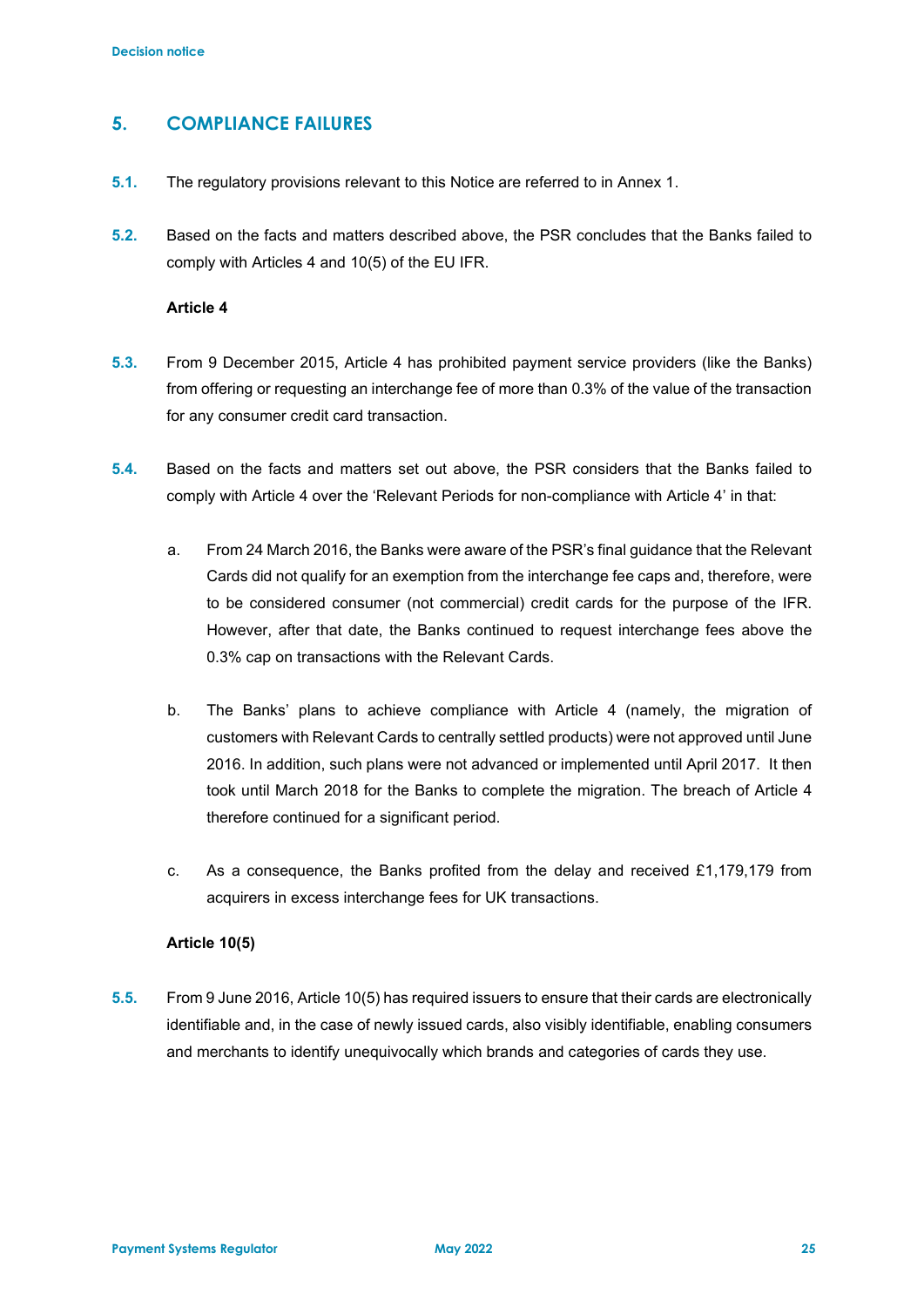## 5. COMPLIANCE FAILURES

**5.1.** The regulatory provisions relevant to this Notice are referred to in Annex 1.

**5.2.** Based on the facts and matters described above, the PSR concludes that the Banks failed to comply with Articles 4 and 10(5) of the EU IFR.

**Article 4**

**5.3.** From 9 December 2015, Article 4 has prohibited payment service providers (like the Banks) from offering or requesting an interchange fee of more than 0.3% of the value of the transaction for any consumer credit card transaction.

**5.4.** Based on the facts and matters set out above, the PSR considers that the Banks failed to comply with Article 4 over the 'Relevant Periods for non-compliance with Article 4' in that:

a. From 24 March 2016, the Banks were aware of the PSR's final guidance that the Relevant Cards did not qualify for an exemption from the interchange fee caps and, therefore, were to be considered consumer (not commercial) credit cards for the purpose of the IFR. However, after that date, the Banks continued to request interchange fees above the 0.3% cap on transactions with the Relevant Cards.

b. The Banks' plans to achieve compliance with Article 4 (namely, the migration of customers with Relevant Cards to centrally settled products) were not approved until June 2016. In addition, such plans were not advanced or implemented until April 2017. It then took until March 2018 for the Banks to complete the migration. The breach of Article 4 therefore continued for a significant period.

c. As a consequence, the Banks profited from the delay and received £1,179,179 from acquirers in excess interchange fees for UK transactions.

**Article 10(5)**

**5.5.** From 9 June 2016, Article 10(5) has required issuers to ensure that their cards are electronically identifiable and, in the case of newly issued cards, also visibly identifiable, enabling consumers and merchants to identify unequivocally which brands and categories of cards they use.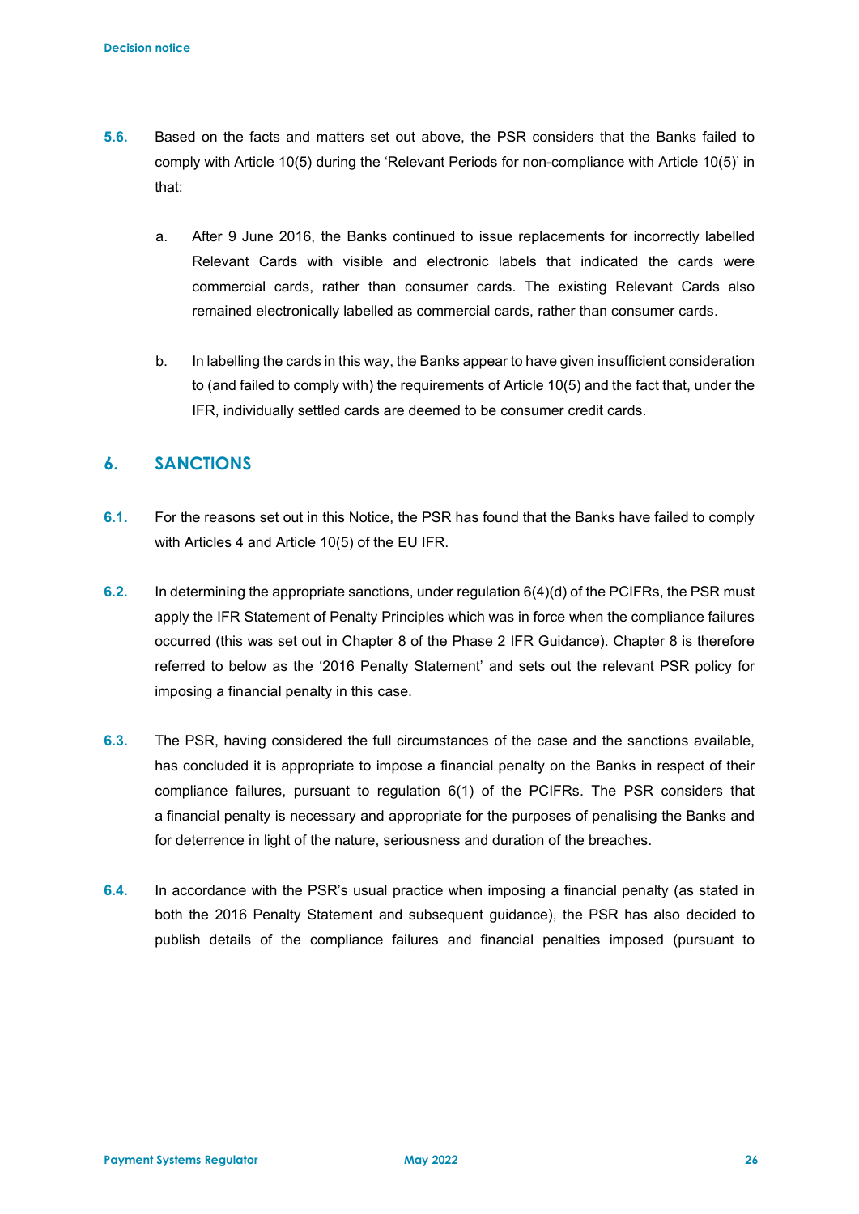**5.6.** Based on the facts and matters set out above, the PSR considers that the Banks failed to comply with Article 10(5) during the 'Relevant Periods for non-compliance with Article 10(5)' in that:

a. After 9 June 2016, the Banks continued to issue replacements for incorrectly labelled Relevant Cards with visible and electronic labels that indicated the cards were commercial cards, rather than consumer cards. The existing Relevant Cards also remained electronically labelled as commercial cards, rather than consumer cards.

b. In labelling the cards in this way, the Banks appear to have given insufficient consideration to (and failed to comply with) the requirements of Article 10(5) and the fact that, under the IFR, individually settled cards are deemed to be consumer credit cards.

## 6. SANCTIONS

**6.1.** For the reasons set out in this Notice, the PSR has found that the Banks have failed to comply with Articles 4 and Article 10(5) of the EU IFR.

**6.2.** In determining the appropriate sanctions, under regulation 6(4)(d) of the PCIFRs, the PSR must apply the IFR Statement of Penalty Principles which was in force when the compliance failures occurred (this was set out in Chapter 8 of the Phase 2 IFR Guidance). Chapter 8 is therefore referred to below as the '2016 Penalty Statement' and sets out the relevant PSR policy for imposing a financial penalty in this case.

**6.3.** The PSR, having considered the full circumstances of the case and the sanctions available, has concluded it is appropriate to impose a financial penalty on the Banks in respect of their compliance failures, pursuant to regulation 6(1) of the PCIFRs. The PSR considers that a financial penalty is necessary and appropriate for the purposes of penalising the Banks and for deterrence in light of the nature, seriousness and duration of the breaches.

**6.4.** In accordance with the PSR's usual practice when imposing a financial penalty (as stated in both the 2016 Penalty Statement and subsequent guidance), the PSR has also decided to publish details of the compliance failures and financial penalties imposed (pursuant to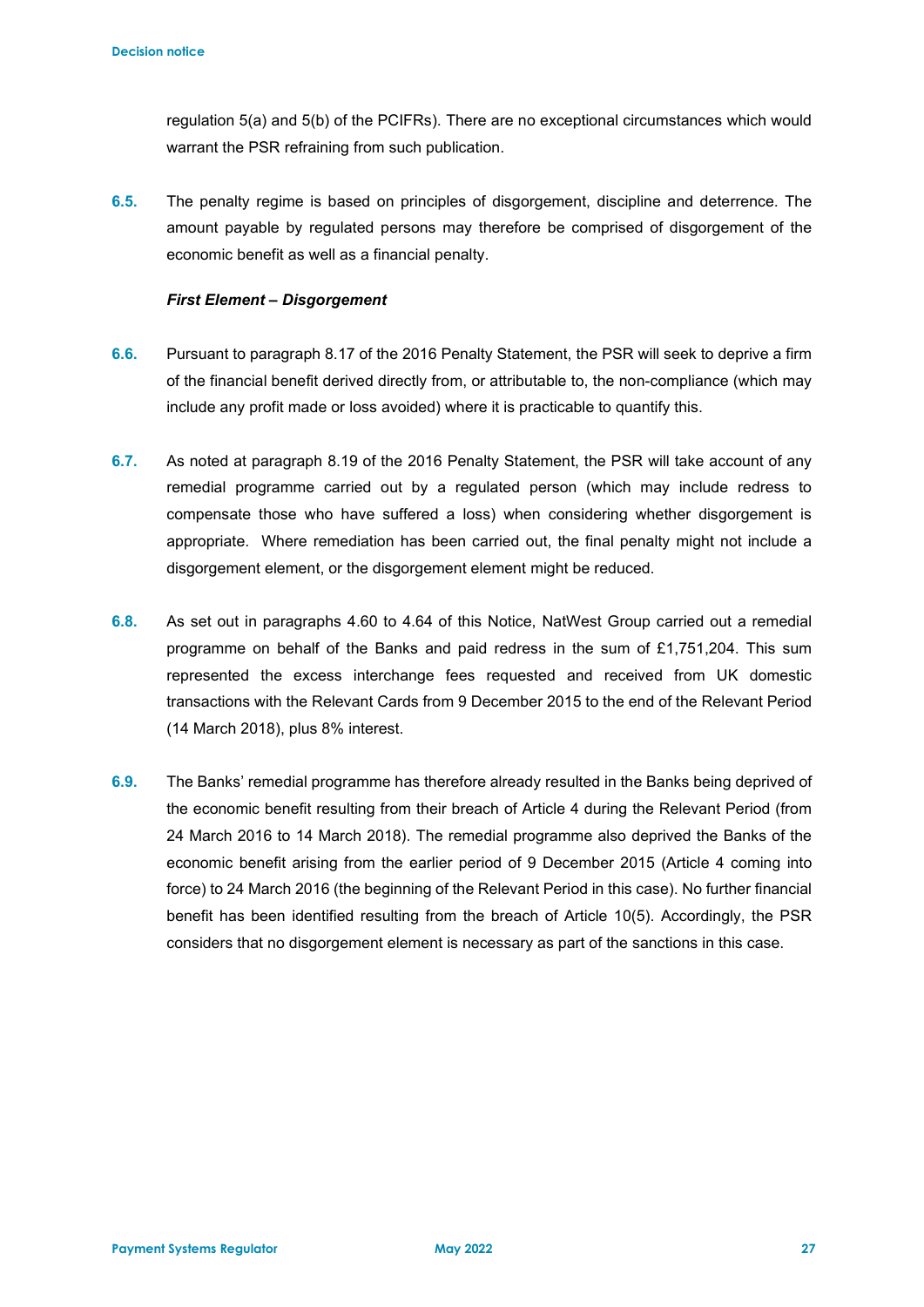regulation 5(a) and 5(b) of the PCIFRs). There are no exceptional circumstances which would warrant the PSR refraining from such publication.

**6.5.** The penalty regime is based on principles of disgorgement, discipline and deterrence. The amount payable by regulated persons may therefore be comprised of disgorgement of the economic benefit as well as a financial penalty.

***First Element – Disgorgement***

**6.6.** Pursuant to paragraph 8.17 of the 2016 Penalty Statement, the PSR will seek to deprive a firm of the financial benefit derived directly from, or attributable to, the non-compliance (which may include any profit made or loss avoided) where it is practicable to quantify this.

**6.7.** As noted at paragraph 8.19 of the 2016 Penalty Statement, the PSR will take account of any remedial programme carried out by a regulated person (which may include redress to compensate those who have suffered a loss) when considering whether disgorgement is appropriate. Where remediation has been carried out, the final penalty might not include a disgorgement element, or the disgorgement element might be reduced.

**6.8.** As set out in paragraphs 4.60 to 4.64 of this Notice, NatWest Group carried out a remedial programme on behalf of the Banks and paid redress in the sum of £1,751,204. This sum represented the excess interchange fees requested and received from UK domestic transactions with the Relevant Cards from 9 December 2015 to the end of the Relevant Period (14 March 2018), plus 8% interest.

**6.9.** The Banks' remedial programme has therefore already resulted in the Banks being deprived of the economic benefit resulting from their breach of Article 4 during the Relevant Period (from 24 March 2016 to 14 March 2018). The remedial programme also deprived the Banks of the economic benefit arising from the earlier period of 9 December 2015 (Article 4 coming into force) to 24 March 2016 (the beginning of the Relevant Period in this case). No further financial benefit has been identified resulting from the breach of Article 10(5). Accordingly, the PSR considers that no disgorgement element is necessary as part of the sanctions in this case.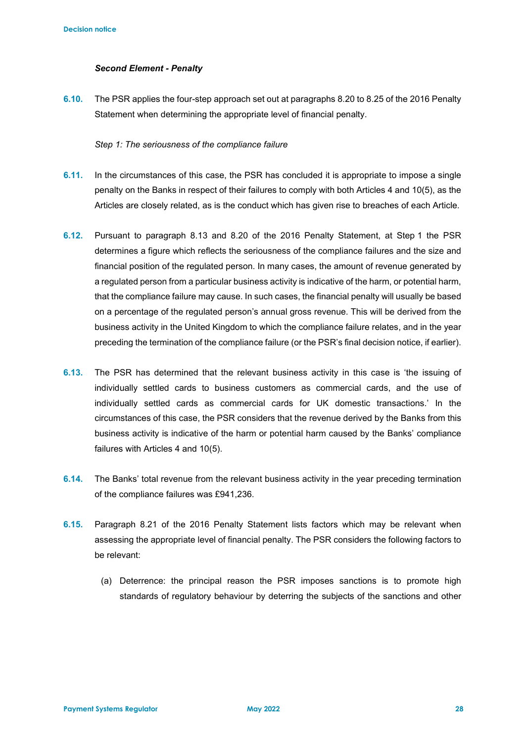***Second Element - Penalty***

**6.10.** The PSR applies the four-step approach set out at paragraphs 8.20 to 8.25 of the 2016 Penalty Statement when determining the appropriate level of financial penalty.

*Step 1: The seriousness of the compliance failure*

**6.11.** In the circumstances of this case, the PSR has concluded it is appropriate to impose a single penalty on the Banks in respect of their failures to comply with both Articles 4 and 10(5), as the Articles are closely related, as is the conduct which has given rise to breaches of each Article.

**6.12.** Pursuant to paragraph 8.13 and 8.20 of the 2016 Penalty Statement, at Step 1 the PSR determines a figure which reflects the seriousness of the compliance failures and the size and financial position of the regulated person. In many cases, the amount of revenue generated by a regulated person from a particular business activity is indicative of the harm, or potential harm, that the compliance failure may cause. In such cases, the financial penalty will usually be based on a percentage of the regulated person's annual gross revenue. This will be derived from the business activity in the United Kingdom to which the compliance failure relates, and in the year preceding the termination of the compliance failure (or the PSR's final decision notice, if earlier).

**6.13.** The PSR has determined that the relevant business activity in this case is 'the issuing of individually settled cards to business customers as commercial cards, and the use of individually settled cards as commercial cards for UK domestic transactions.' In the circumstances of this case, the PSR considers that the revenue derived by the Banks from this business activity is indicative of the harm or potential harm caused by the Banks' compliance failures with Articles 4 and 10(5).

**6.14.** The Banks' total revenue from the relevant business activity in the year preceding termination of the compliance failures was £941,236.

**6.15.** Paragraph 8.21 of the 2016 Penalty Statement lists factors which may be relevant when assessing the appropriate level of financial penalty. The PSR considers the following factors to be relevant:

(a) Deterrence: the principal reason the PSR imposes sanctions is to promote high standards of regulatory behaviour by deterring the subjects of the sanctions and other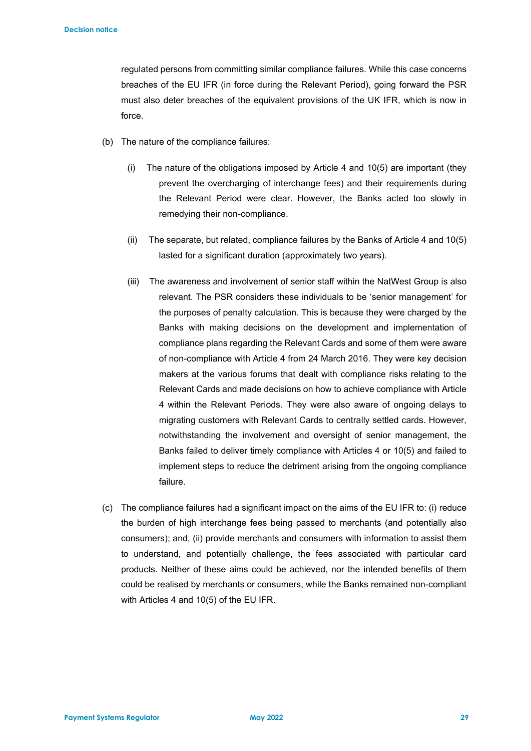regulated persons from committing similar compliance failures. While this case concerns breaches of the EU IFR (in force during the Relevant Period), going forward the PSR must also deter breaches of the equivalent provisions of the UK IFR, which is now in force.

(b) The nature of the compliance failures:

   (i) The nature of the obligations imposed by Article 4 and 10(5) are important (they prevent the overcharging of interchange fees) and their requirements during the Relevant Period were clear. However, the Banks acted too slowly in remedying their non-compliance.

   (ii) The separate, but related, compliance failures by the Banks of Article 4 and 10(5) lasted for a significant duration (approximately two years).

   (iii) The awareness and involvement of senior staff within the NatWest Group is also relevant. The PSR considers these individuals to be 'senior management' for the purposes of penalty calculation. This is because they were charged by the Banks with making decisions on the development and implementation of compliance plans regarding the Relevant Cards and some of them were aware of non-compliance with Article 4 from 24 March 2016. They were key decision makers at the various forums that dealt with compliance risks relating to the Relevant Cards and made decisions on how to achieve compliance with Article 4 within the Relevant Periods. They were also aware of ongoing delays to migrating customers with Relevant Cards to centrally settled cards. However, notwithstanding the involvement and oversight of senior management, the Banks failed to deliver timely compliance with Articles 4 or 10(5) and failed to implement steps to reduce the detriment arising from the ongoing compliance failure.

(c) The compliance failures had a significant impact on the aims of the EU IFR to: (i) reduce the burden of high interchange fees being passed to merchants (and potentially also consumers); and, (ii) provide merchants and consumers with information to assist them to understand, and potentially challenge, the fees associated with particular card products. Neither of these aims could be achieved, nor the intended benefits of them could be realised by merchants or consumers, while the Banks remained non-compliant with Articles 4 and 10(5) of the EU IFR.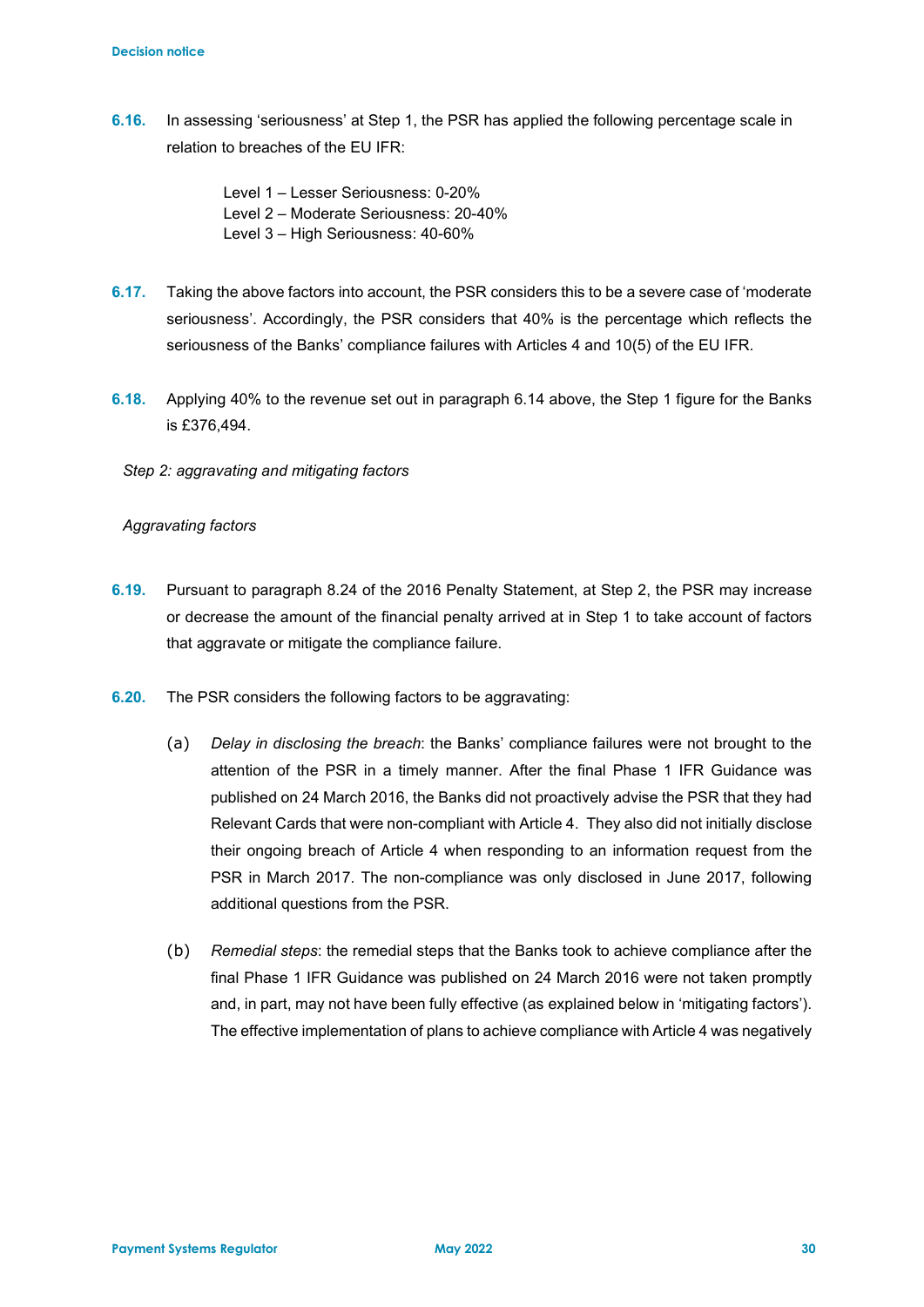**6.16.** In assessing 'seriousness' at Step 1, the PSR has applied the following percentage scale in relation to breaches of the EU IFR:

Level 1 – Lesser Seriousness: 0-20%
Level 2 – Moderate Seriousness: 20-40%
Level 3 – High Seriousness: 40-60%

**6.17.** Taking the above factors into account, the PSR considers this to be a severe case of 'moderate seriousness'. Accordingly, the PSR considers that 40% is the percentage which reflects the seriousness of the Banks' compliance failures with Articles 4 and 10(5) of the EU IFR.

**6.18.** Applying 40% to the revenue set out in paragraph 6.14 above, the Step 1 figure for the Banks is £376,494.

*Step 2: aggravating and mitigating factors*

*Aggravating factors*

**6.19.** Pursuant to paragraph 8.24 of the 2016 Penalty Statement, at Step 2, the PSR may increase or decrease the amount of the financial penalty arrived at in Step 1 to take account of factors that aggravate or mitigate the compliance failure.

**6.20.** The PSR considers the following factors to be aggravating:

(a) *Delay in disclosing the breach*: the Banks' compliance failures were not brought to the attention of the PSR in a timely manner. After the final Phase 1 IFR Guidance was published on 24 March 2016, the Banks did not proactively advise the PSR that they had Relevant Cards that were non-compliant with Article 4. They also did not initially disclose their ongoing breach of Article 4 when responding to an information request from the PSR in March 2017. The non-compliance was only disclosed in June 2017, following additional questions from the PSR.

(b) *Remedial steps*: the remedial steps that the Banks took to achieve compliance after the final Phase 1 IFR Guidance was published on 24 March 2016 were not taken promptly and, in part, may not have been fully effective (as explained below in 'mitigating factors'). The effective implementation of plans to achieve compliance with Article 4 was negatively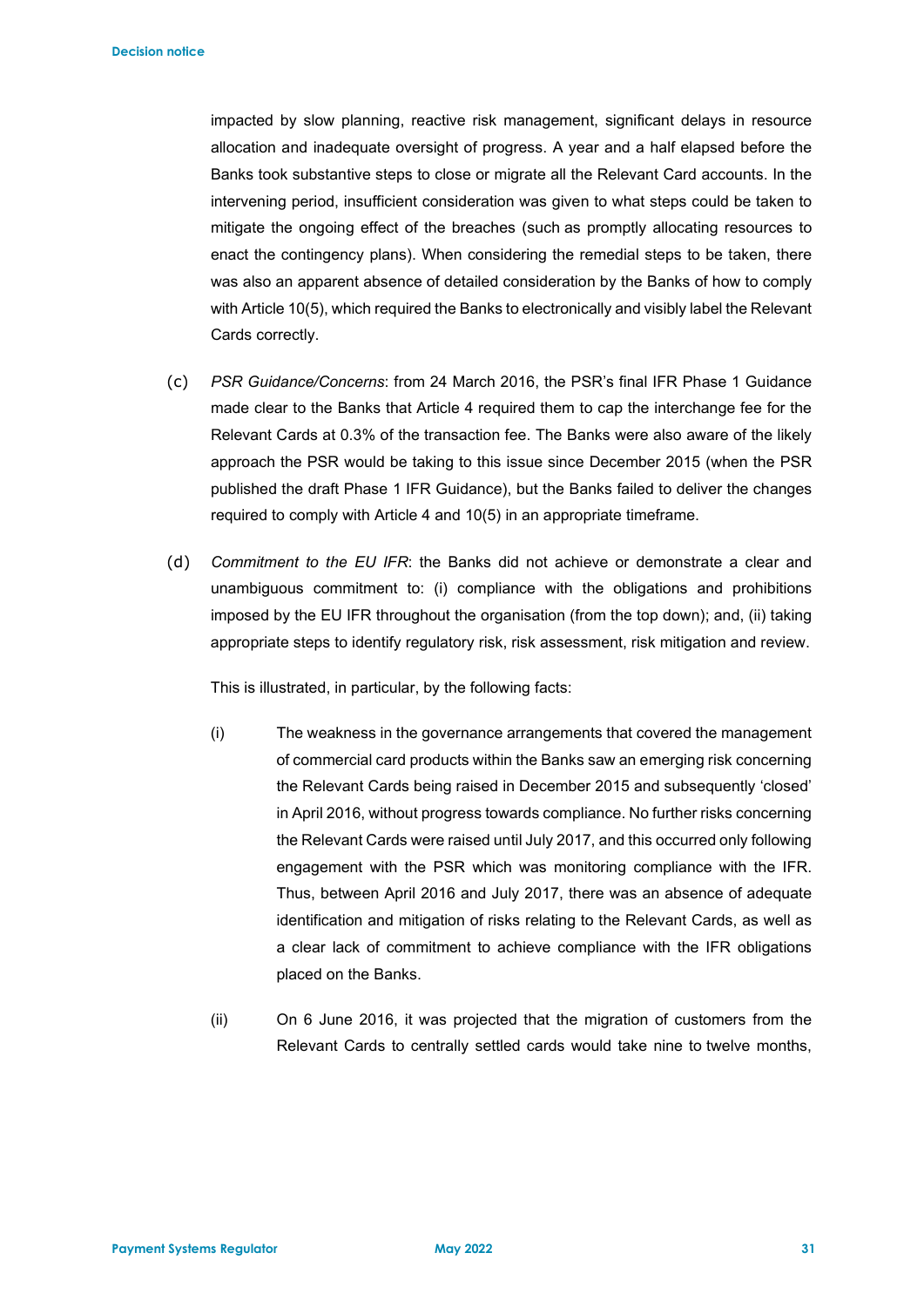impacted by slow planning, reactive risk management, significant delays in resource allocation and inadequate oversight of progress. A year and a half elapsed before the Banks took substantive steps to close or migrate all the Relevant Card accounts. In the intervening period, insufficient consideration was given to what steps could be taken to mitigate the ongoing effect of the breaches (such as promptly allocating resources to enact the contingency plans). When considering the remedial steps to be taken, there was also an apparent absence of detailed consideration by the Banks of how to comply with Article 10(5), which required the Banks to electronically and visibly label the Relevant Cards correctly.

(c) *PSR Guidance/Concerns*: from 24 March 2016, the PSR's final IFR Phase 1 Guidance made clear to the Banks that Article 4 required them to cap the interchange fee for the Relevant Cards at 0.3% of the transaction fee. The Banks were also aware of the likely approach the PSR would be taking to this issue since December 2015 (when the PSR published the draft Phase 1 IFR Guidance), but the Banks failed to deliver the changes required to comply with Article 4 and 10(5) in an appropriate timeframe.

(d) *Commitment to the EU IFR*: the Banks did not achieve or demonstrate a clear and unambiguous commitment to: (i) compliance with the obligations and prohibitions imposed by the EU IFR throughout the organisation (from the top down); and, (ii) taking appropriate steps to identify regulatory risk, risk assessment, risk mitigation and review.

This is illustrated, in particular, by the following facts:

(i) The weakness in the governance arrangements that covered the management of commercial card products within the Banks saw an emerging risk concerning the Relevant Cards being raised in December 2015 and subsequently 'closed' in April 2016, without progress towards compliance. No further risks concerning the Relevant Cards were raised until July 2017, and this occurred only following engagement with the PSR which was monitoring compliance with the IFR. Thus, between April 2016 and July 2017, there was an absence of adequate identification and mitigation of risks relating to the Relevant Cards, as well as a clear lack of commitment to achieve compliance with the IFR obligations placed on the Banks.

(ii) On 6 June 2016, it was projected that the migration of customers from the Relevant Cards to centrally settled cards would take nine to twelve months,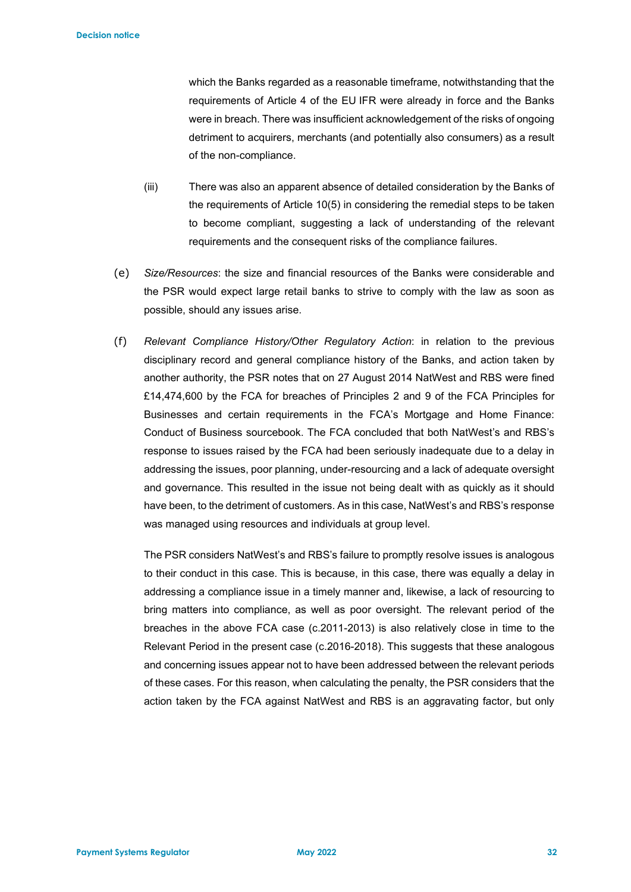which the Banks regarded as a reasonable timeframe, notwithstanding that the requirements of Article 4 of the EU IFR were already in force and the Banks were in breach. There was insufficient acknowledgement of the risks of ongoing detriment to acquirers, merchants (and potentially also consumers) as a result of the non-compliance.

(iii) There was also an apparent absence of detailed consideration by the Banks of the requirements of Article 10(5) in considering the remedial steps to be taken to become compliant, suggesting a lack of understanding of the relevant requirements and the consequent risks of the compliance failures.

(e) *Size/Resources*: the size and financial resources of the Banks were considerable and the PSR would expect large retail banks to strive to comply with the law as soon as possible, should any issues arise.

(f) *Relevant Compliance History/Other Regulatory Action*: in relation to the previous disciplinary record and general compliance history of the Banks, and action taken by another authority, the PSR notes that on 27 August 2014 NatWest and RBS were fined £14,474,600 by the FCA for breaches of Principles 2 and 9 of the FCA Principles for Businesses and certain requirements in the FCA's Mortgage and Home Finance: Conduct of Business sourcebook. The FCA concluded that both NatWest's and RBS's response to issues raised by the FCA had been seriously inadequate due to a delay in addressing the issues, poor planning, under-resourcing and a lack of adequate oversight and governance. This resulted in the issue not being dealt with as quickly as it should have been, to the detriment of customers. As in this case, NatWest's and RBS's response was managed using resources and individuals at group level.

The PSR considers NatWest's and RBS's failure to promptly resolve issues is analogous to their conduct in this case. This is because, in this case, there was equally a delay in addressing a compliance issue in a timely manner and, likewise, a lack of resourcing to bring matters into compliance, as well as poor oversight. The relevant period of the breaches in the above FCA case (c.2011-2013) is also relatively close in time to the Relevant Period in the present case (c.2016-2018). This suggests that these analogous and concerning issues appear not to have been addressed between the relevant periods of these cases. For this reason, when calculating the penalty, the PSR considers that the action taken by the FCA against NatWest and RBS is an aggravating factor, but only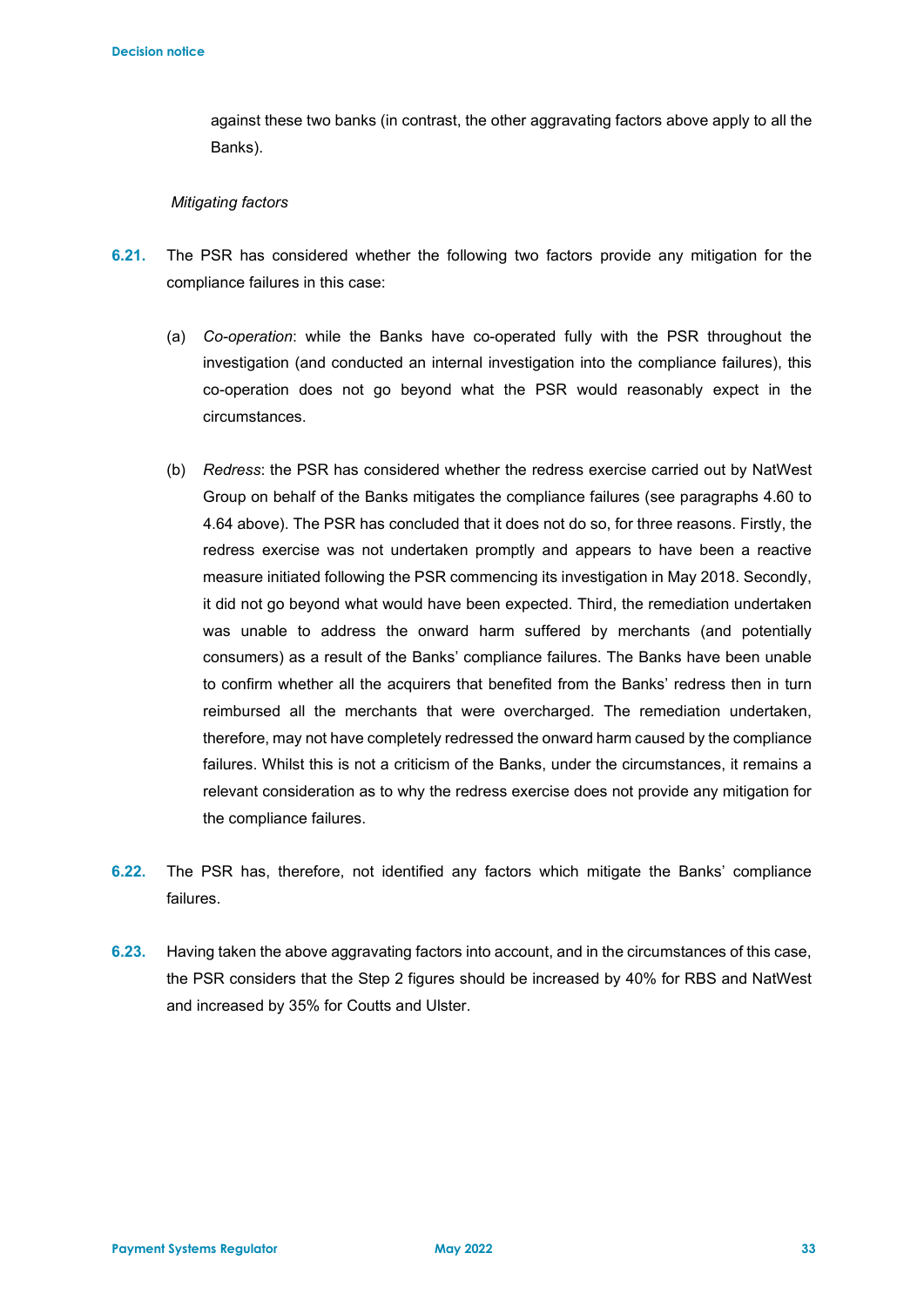against these two banks (in contrast, the other aggravating factors above apply to all the Banks).

*Mitigating factors*

**6.21.** The PSR has considered whether the following two factors provide any mitigation for the compliance failures in this case:

(a) *Co-operation*: while the Banks have co-operated fully with the PSR throughout the investigation (and conducted an internal investigation into the compliance failures), this co-operation does not go beyond what the PSR would reasonably expect in the circumstances.

(b) *Redress*: the PSR has considered whether the redress exercise carried out by NatWest Group on behalf of the Banks mitigates the compliance failures (see paragraphs 4.60 to 4.64 above). The PSR has concluded that it does not do so, for three reasons. Firstly, the redress exercise was not undertaken promptly and appears to have been a reactive measure initiated following the PSR commencing its investigation in May 2018. Secondly, it did not go beyond what would have been expected. Third, the remediation undertaken was unable to address the onward harm suffered by merchants (and potentially consumers) as a result of the Banks' compliance failures. The Banks have been unable to confirm whether all the acquirers that benefited from the Banks' redress then in turn reimbursed all the merchants that were overcharged. The remediation undertaken, therefore, may not have completely redressed the onward harm caused by the compliance failures. Whilst this is not a criticism of the Banks, under the circumstances, it remains a relevant consideration as to why the redress exercise does not provide any mitigation for the compliance failures.

**6.22.** The PSR has, therefore, not identified any factors which mitigate the Banks' compliance failures.

**6.23.** Having taken the above aggravating factors into account, and in the circumstances of this case, the PSR considers that the Step 2 figures should be increased by 40% for RBS and NatWest and increased by 35% for Coutts and Ulster.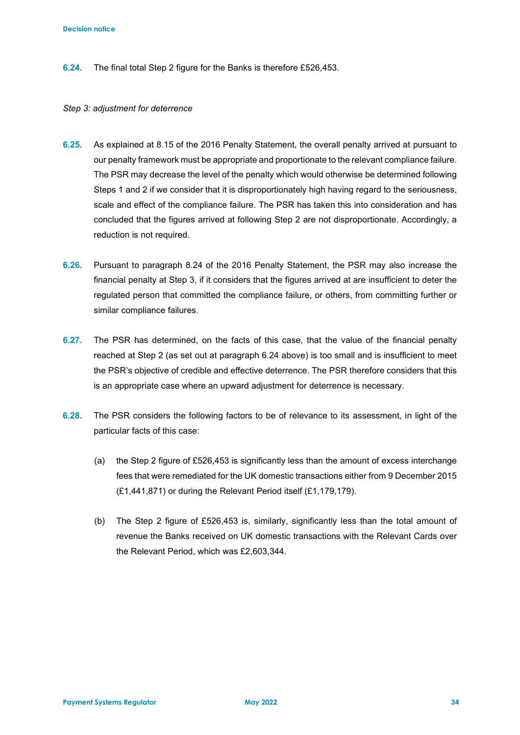**6.24.** The final total Step 2 figure for the Banks is therefore £526,453.

*Step 3: adjustment for deterrence*

**6.25.** As explained at 8.15 of the 2016 Penalty Statement, the overall penalty arrived at pursuant to our penalty framework must be appropriate and proportionate to the relevant compliance failure. The PSR may decrease the level of the penalty which would otherwise be determined following Steps 1 and 2 if we consider that it is disproportionately high having regard to the seriousness, scale and effect of the compliance failure. The PSR has taken this into consideration and has concluded that the figures arrived at following Step 2 are not disproportionate. Accordingly, a reduction is not required.

**6.26.** Pursuant to paragraph 8.24 of the 2016 Penalty Statement, the PSR may also increase the financial penalty at Step 3, if it considers that the figures arrived at are insufficient to deter the regulated person that committed the compliance failure, or others, from committing further or similar compliance failures.

**6.27.** The PSR has determined, on the facts of this case, that the value of the financial penalty reached at Step 2 (as set out at paragraph 6.24 above) is too small and is insufficient to meet the PSR's objective of credible and effective deterrence. The PSR therefore considers that this is an appropriate case where an upward adjustment for deterrence is necessary.

**6.28.** The PSR considers the following factors to be of relevance to its assessment, in light of the particular facts of this case:

(a) the Step 2 figure of £526,453 is significantly less than the amount of excess interchange fees that were remediated for the UK domestic transactions either from 9 December 2015 (£1,441,871) or during the Relevant Period itself (£1,179,179).

(b) The Step 2 figure of £526,453 is, similarly, significantly less than the total amount of revenue the Banks received on UK domestic transactions with the Relevant Cards over the Relevant Period, which was £2,603,344.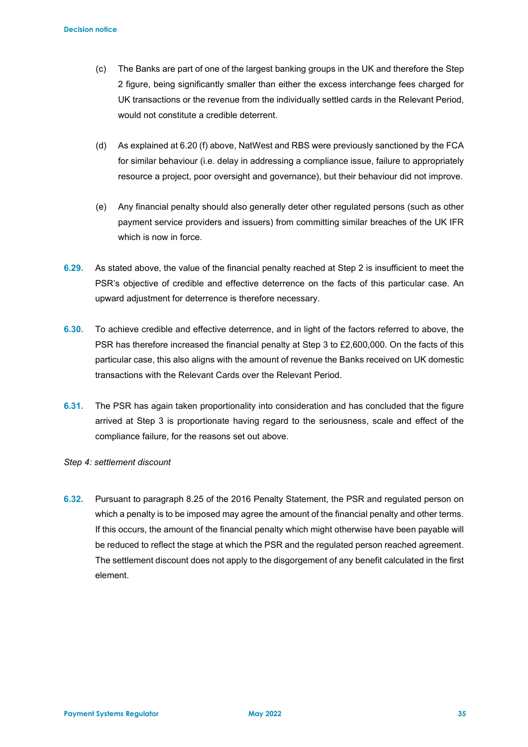(c) The Banks are part of one of the largest banking groups in the UK and therefore the Step 2 figure, being significantly smaller than either the excess interchange fees charged for UK transactions or the revenue from the individually settled cards in the Relevant Period, would not constitute a credible deterrent.

(d) As explained at 6.20 (f) above, NatWest and RBS were previously sanctioned by the FCA for similar behaviour (i.e. delay in addressing a compliance issue, failure to appropriately resource a project, poor oversight and governance), but their behaviour did not improve.

(e) Any financial penalty should also generally deter other regulated persons (such as other payment service providers and issuers) from committing similar breaches of the UK IFR which is now in force.

**6.29.** As stated above, the value of the financial penalty reached at Step 2 is insufficient to meet the PSR's objective of credible and effective deterrence on the facts of this particular case. An upward adjustment for deterrence is therefore necessary.

**6.30.** To achieve credible and effective deterrence, and in light of the factors referred to above, the PSR has therefore increased the financial penalty at Step 3 to £2,600,000. On the facts of this particular case, this also aligns with the amount of revenue the Banks received on UK domestic transactions with the Relevant Cards over the Relevant Period.

**6.31.** The PSR has again taken proportionality into consideration and has concluded that the figure arrived at Step 3 is proportionate having regard to the seriousness, scale and effect of the compliance failure, for the reasons set out above.

*Step 4: settlement discount*

**6.32.** Pursuant to paragraph 8.25 of the 2016 Penalty Statement, the PSR and regulated person on which a penalty is to be imposed may agree the amount of the financial penalty and other terms. If this occurs, the amount of the financial penalty which might otherwise have been payable will be reduced to reflect the stage at which the PSR and the regulated person reached agreement. The settlement discount does not apply to the disgorgement of any benefit calculated in the first element.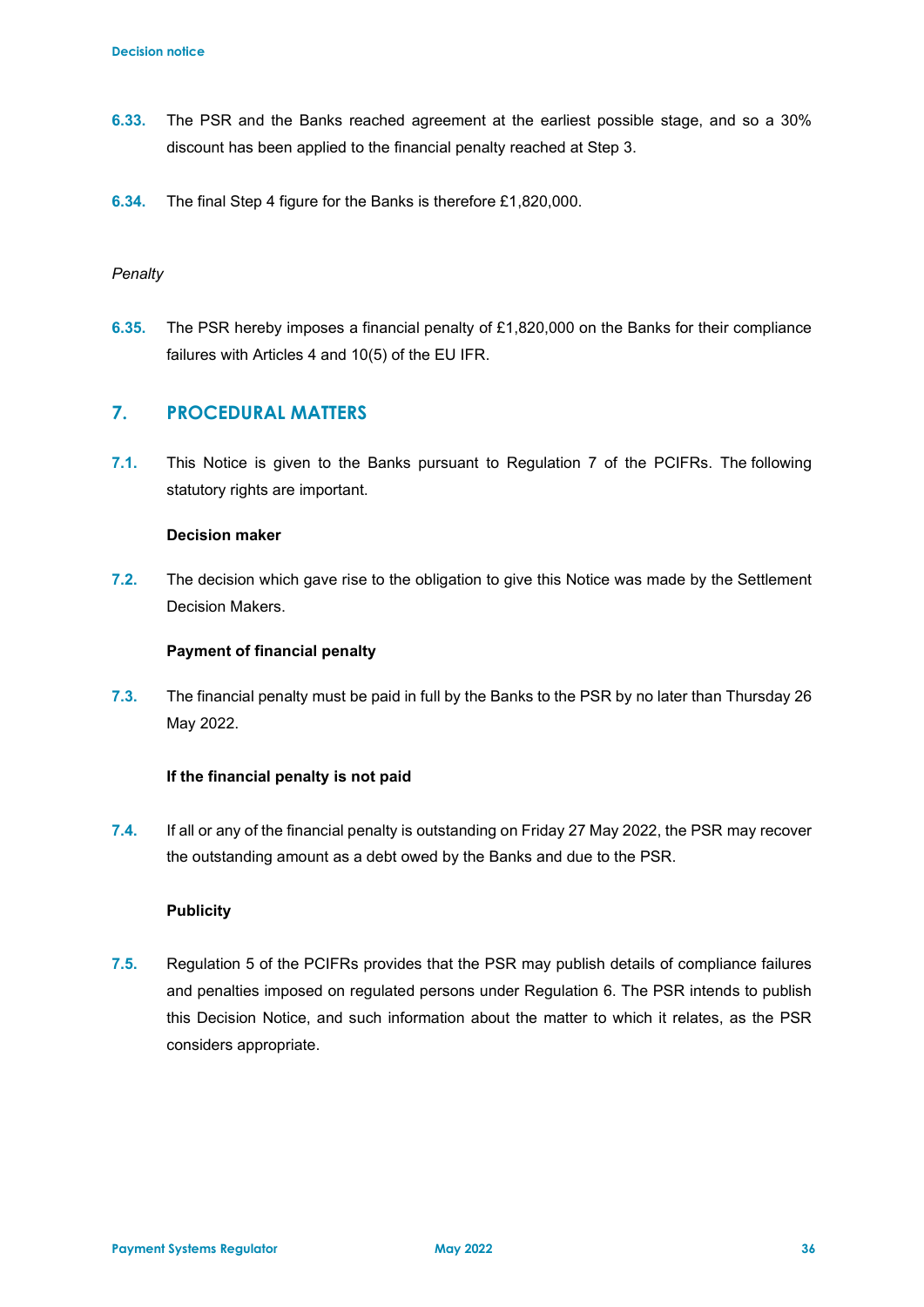6.33. The PSR and the Banks reached agreement at the earliest possible stage, and so a 30% discount has been applied to the financial penalty reached at Step 3.

6.34. The final Step 4 figure for the Banks is therefore £1,820,000.

*Penalty*

6.35. The PSR hereby imposes a financial penalty of £1,820,000 on the Banks for their compliance failures with Articles 4 and 10(5) of the EU IFR.

## 7. PROCEDURAL MATTERS

7.1. This Notice is given to the Banks pursuant to Regulation 7 of the PCIFRs. The following statutory rights are important.

**Decision maker**

7.2. The decision which gave rise to the obligation to give this Notice was made by the Settlement Decision Makers.

**Payment of financial penalty**

7.3. The financial penalty must be paid in full by the Banks to the PSR by no later than Thursday 26 May 2022.

**If the financial penalty is not paid**

7.4. If all or any of the financial penalty is outstanding on Friday 27 May 2022, the PSR may recover the outstanding amount as a debt owed by the Banks and due to the PSR.

**Publicity**

7.5. Regulation 5 of the PCIFRs provides that the PSR may publish details of compliance failures and penalties imposed on regulated persons under Regulation 6. The PSR intends to publish this Decision Notice, and such information about the matter to which it relates, as the PSR considers appropriate.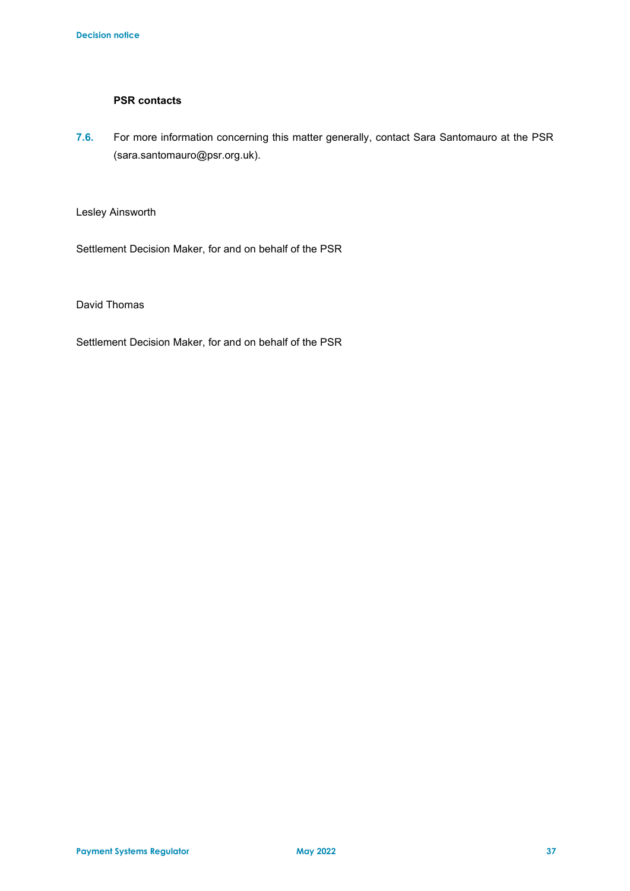### PSR contacts

**7.6.** For more information concerning this matter generally, contact Sara Santomauro at the PSR (sara.santomauro@psr.org.uk).

Lesley Ainsworth

Settlement Decision Maker, for and on behalf of the PSR

David Thomas

Settlement Decision Maker, for and on behalf of the PSR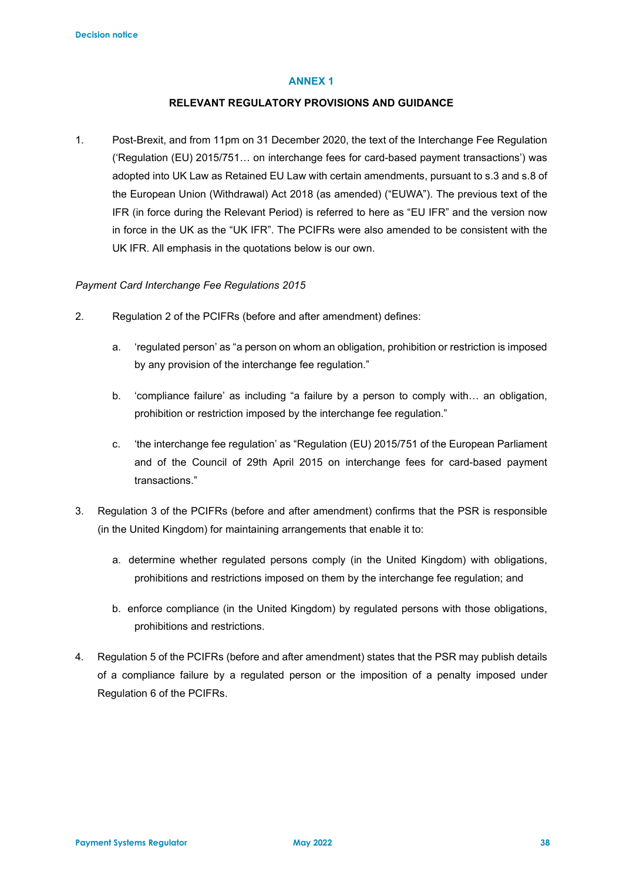## ANNEX 1

### RELEVANT REGULATORY PROVISIONS AND GUIDANCE

1. Post-Brexit, and from 11pm on 31 December 2020, the text of the Interchange Fee Regulation ('Regulation (EU) 2015/751… on interchange fees for card-based payment transactions') was adopted into UK Law as Retained EU Law with certain amendments, pursuant to s.3 and s.8 of the European Union (Withdrawal) Act 2018 (as amended) ("EUWA"). The previous text of the IFR (in force during the Relevant Period) is referred to here as "EU IFR" and the version now in force in the UK as the "UK IFR". The PCIFRs were also amended to be consistent with the UK IFR. All emphasis in the quotations below is our own.

*Payment Card Interchange Fee Regulations 2015*

2. Regulation 2 of the PCIFRs (before and after amendment) defines:

   a. 'regulated person' as "a person on whom an obligation, prohibition or restriction is imposed by any provision of the interchange fee regulation."

   b. 'compliance failure' as including "a failure by a person to comply with… an obligation, prohibition or restriction imposed by the interchange fee regulation."

   c. 'the interchange fee regulation' as "Regulation (EU) 2015/751 of the European Parliament and of the Council of 29th April 2015 on interchange fees for card-based payment transactions."

3. Regulation 3 of the PCIFRs (before and after amendment) confirms that the PSR is responsible (in the United Kingdom) for maintaining arrangements that enable it to:

   a. determine whether regulated persons comply (in the United Kingdom) with obligations, prohibitions and restrictions imposed on them by the interchange fee regulation; and

   b. enforce compliance (in the United Kingdom) by regulated persons with those obligations, prohibitions and restrictions.

4. Regulation 5 of the PCIFRs (before and after amendment) states that the PSR may publish details of a compliance failure by a regulated person or the imposition of a penalty imposed under Regulation 6 of the PCIFRs.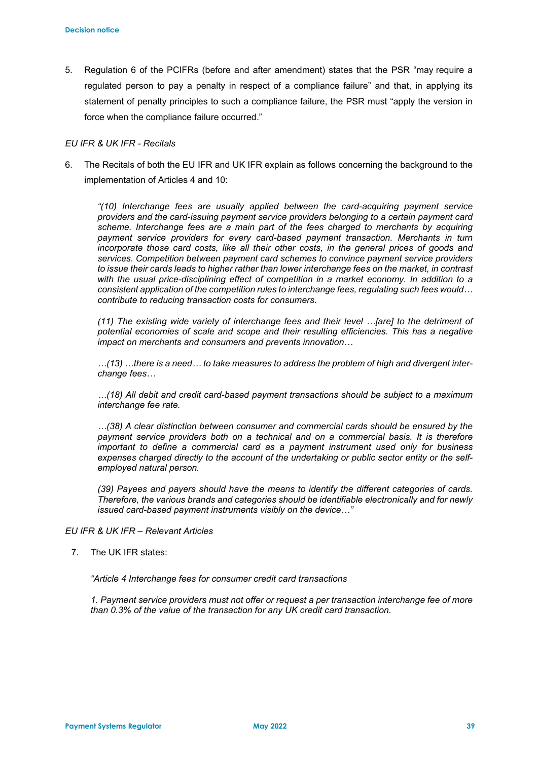5. Regulation 6 of the PCIFRs (before and after amendment) states that the PSR "may require a regulated person to pay a penalty in respect of a compliance failure" and that, in applying its statement of penalty principles to such a compliance failure, the PSR must "apply the version in force when the compliance failure occurred."

*EU IFR & UK IFR - Recitals*

6. The Recitals of both the EU IFR and UK IFR explain as follows concerning the background to the implementation of Articles 4 and 10:

> *"(10) Interchange fees are usually applied between the card-acquiring payment service providers and the card-issuing payment service providers belonging to a certain payment card scheme. Interchange fees are a main part of the fees charged to merchants by acquiring payment service providers for every card-based payment transaction. Merchants in turn incorporate those card costs, like all their other costs, in the general prices of goods and services. Competition between payment card schemes to convince payment service providers to issue their cards leads to higher rather than lower interchange fees on the market, in contrast with the usual price-disciplining effect of competition in a market economy. In addition to a consistent application of the competition rules to interchange fees, regulating such fees would… contribute to reducing transaction costs for consumers.*
>
> *(11) The existing wide variety of interchange fees and their level …[are] to the detriment of potential economies of scale and scope and their resulting efficiencies. This has a negative impact on merchants and consumers and prevents innovation…*
>
> *…(13) …there is a need… to take measures to address the problem of high and divergent inter-change fees…*
>
> *…(18) All debit and credit card-based payment transactions should be subject to a maximum interchange fee rate.*
>
> *…(38) A clear distinction between consumer and commercial cards should be ensured by the payment service providers both on a technical and on a commercial basis. It is therefore important to define a commercial card as a payment instrument used only for business expenses charged directly to the account of the undertaking or public sector entity or the self-employed natural person.*
>
> *(39) Payees and payers should have the means to identify the different categories of cards. Therefore, the various brands and categories should be identifiable electronically and for newly issued card-based payment instruments visibly on the device…"*

*EU IFR & UK IFR – Relevant Articles*

7. The UK IFR states:

> *"Article 4 Interchange fees for consumer credit card transactions*
>
> *1. Payment service providers must not offer or request a per transaction interchange fee of more than 0.3% of the value of the transaction for any UK credit card transaction.*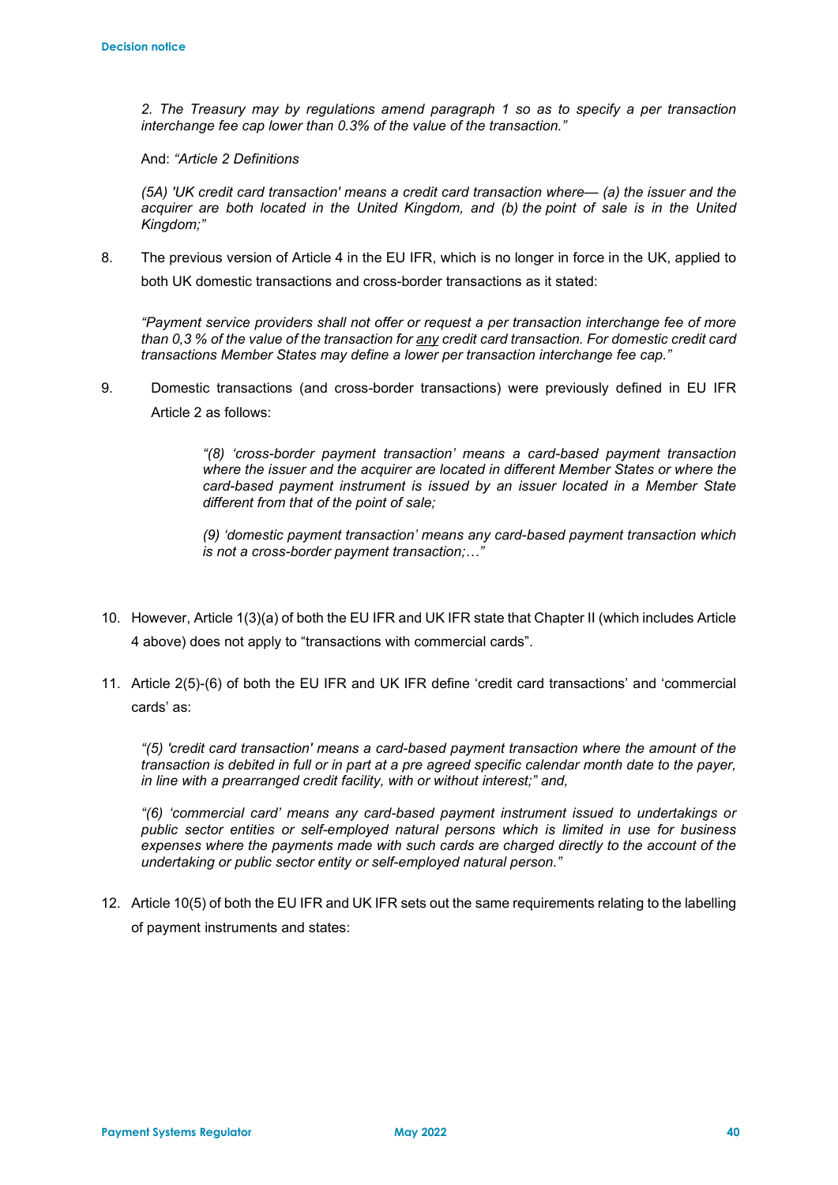*2. The Treasury may by regulations amend paragraph 1 so as to specify a per transaction interchange fee cap lower than 0.3% of the value of the transaction."*

And: *"Article 2 Definitions*

*(5A) 'UK credit card transaction' means a credit card transaction where— (a) the issuer and the acquirer are both located in the United Kingdom, and (b) the point of sale is in the United Kingdom;"*

8. The previous version of Article 4 in the EU IFR, which is no longer in force in the UK, applied to both UK domestic transactions and cross-border transactions as it stated:

   *"Payment service providers shall not offer or request a per transaction interchange fee of more than 0,3 % of the value of the transaction for <u>any</u> credit card transaction. For domestic credit card transactions Member States may define a lower per transaction interchange fee cap."*

9. Domestic transactions (and cross-border transactions) were previously defined in EU IFR Article 2 as follows:

   > *"(8) 'cross-border payment transaction' means a card-based payment transaction where the issuer and the acquirer are located in different Member States or where the card-based payment instrument is issued by an issuer located in a Member State different from that of the point of sale;*
   >
   > *(9) 'domestic payment transaction' means any card-based payment transaction which is not a cross-border payment transaction;…"*

10. However, Article 1(3)(a) of both the EU IFR and UK IFR state that Chapter II (which includes Article 4 above) does not apply to "transactions with commercial cards".

11. Article 2(5)-(6) of both the EU IFR and UK IFR define 'credit card transactions' and 'commercial cards' as:

    *"(5) 'credit card transaction' means a card-based payment transaction where the amount of the transaction is debited in full or in part at a pre agreed specific calendar month date to the payer, in line with a prearranged credit facility, with or without interest;" and,*

    *"(6) 'commercial card' means any card-based payment instrument issued to undertakings or public sector entities or self-employed natural persons which is limited in use for business expenses where the payments made with such cards are charged directly to the account of the undertaking or public sector entity or self-employed natural person."*

12. Article 10(5) of both the EU IFR and UK IFR sets out the same requirements relating to the labelling of payment instruments and states: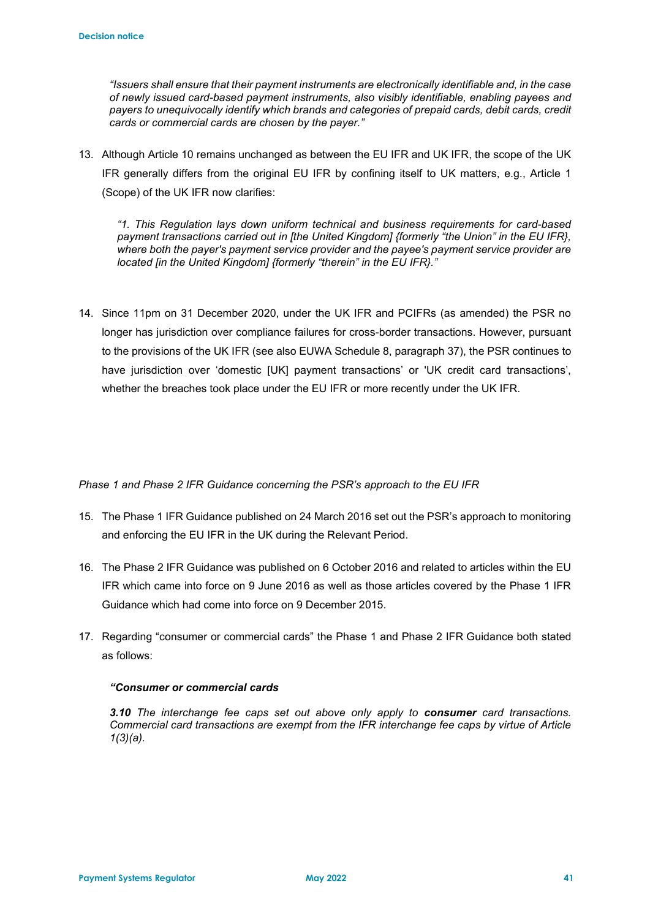> *"Issuers shall ensure that their payment instruments are electronically identifiable and, in the case of newly issued card-based payment instruments, also visibly identifiable, enabling payees and payers to unequivocally identify which brands and categories of prepaid cards, debit cards, credit cards or commercial cards are chosen by the payer."*

13. Although Article 10 remains unchanged as between the EU IFR and UK IFR, the scope of the UK IFR generally differs from the original EU IFR by confining itself to UK matters, e.g., Article 1 (Scope) of the UK IFR now clarifies:

> *"1. This Regulation lays down uniform technical and business requirements for card-based payment transactions carried out in [the United Kingdom] {formerly "the Union" in the EU IFR}, where both the payer's payment service provider and the payee's payment service provider are located [in the United Kingdom] {formerly "therein" in the EU IFR}."*

14. Since 11pm on 31 December 2020, under the UK IFR and PCIFRs (as amended) the PSR no longer has jurisdiction over compliance failures for cross-border transactions. However, pursuant to the provisions of the UK IFR (see also EUWA Schedule 8, paragraph 37), the PSR continues to have jurisdiction over 'domestic [UK] payment transactions' or 'UK credit card transactions', whether the breaches took place under the EU IFR or more recently under the UK IFR.

*Phase 1 and Phase 2 IFR Guidance concerning the PSR's approach to the EU IFR*

15. The Phase 1 IFR Guidance published on 24 March 2016 set out the PSR's approach to monitoring and enforcing the EU IFR in the UK during the Relevant Period.

16. The Phase 2 IFR Guidance was published on 6 October 2016 and related to articles within the EU IFR which came into force on 9 June 2016 as well as those articles covered by the Phase 1 IFR Guidance which had come into force on 9 December 2015.

17. Regarding "consumer or commercial cards" the Phase 1 and Phase 2 IFR Guidance both stated as follows:

> ***"Consumer or commercial cards***
>
> ***3.10*** *The interchange fee caps set out above only apply to* ***consumer*** *card transactions. Commercial card transactions are exempt from the IFR interchange fee caps by virtue of Article 1(3)(a).*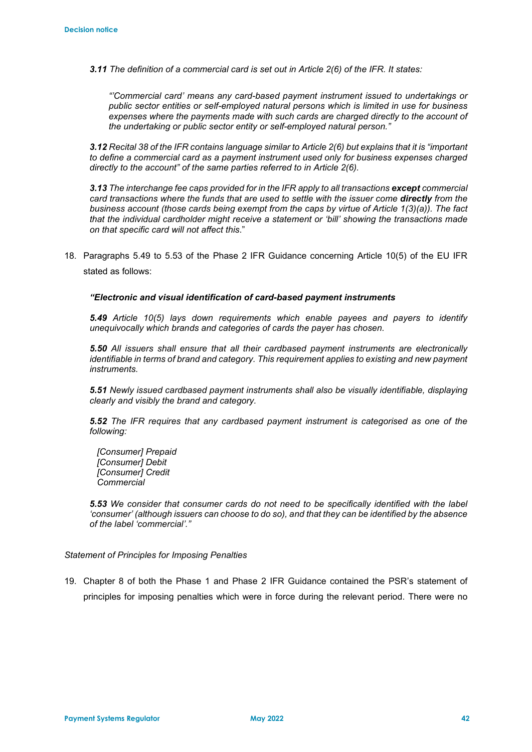*__3.11__ The definition of a commercial card is set out in Article 2(6) of the IFR. It states:*

> *"'Commercial card' means any card-based payment instrument issued to undertakings or public sector entities or self-employed natural persons which is limited in use for business expenses where the payments made with such cards are charged directly to the account of the undertaking or public sector entity or self-employed natural person."*

*__3.12__ Recital 38 of the IFR contains language similar to Article 2(6) but explains that it is "important to define a commercial card as a payment instrument used only for business expenses charged directly to the account" of the same parties referred to in Article 2(6).*

*__3.13__ The interchange fee caps provided for in the IFR apply to all transactions __except__ commercial card transactions where the funds that are used to settle with the issuer come __directly__ from the business account (those cards being exempt from the caps by virtue of Article 1(3)(a)). The fact that the individual cardholder might receive a statement or 'bill' showing the transactions made on that specific card will not affect this*."

18. Paragraphs 5.49 to 5.53 of the Phase 2 IFR Guidance concerning Article 10(5) of the EU IFR stated as follows:

***"Electronic and visual identification of card-based payment instruments***

*__5.49__ Article 10(5) lays down requirements which enable payees and payers to identify unequivocally which brands and categories of cards the payer has chosen.*

*__5.50__ All issuers shall ensure that all their cardbased payment instruments are electronically identifiable in terms of brand and category. This requirement applies to existing and new payment instruments.*

*__5.51__ Newly issued cardbased payment instruments shall also be visually identifiable, displaying clearly and visibly the brand and category.*

*__5.52__ The IFR requires that any cardbased payment instrument is categorised as one of the following:*

*[Consumer] Prepaid*
*[Consumer] Debit*
*[Consumer] Credit*
*Commercial*

*__5.53__ We consider that consumer cards do not need to be specifically identified with the label 'consumer' (although issuers can choose to do so), and that they can be identified by the absence of the label 'commercial'."*

*Statement of Principles for Imposing Penalties*

19. Chapter 8 of both the Phase 1 and Phase 2 IFR Guidance contained the PSR's statement of principles for imposing penalties which were in force during the relevant period. There were no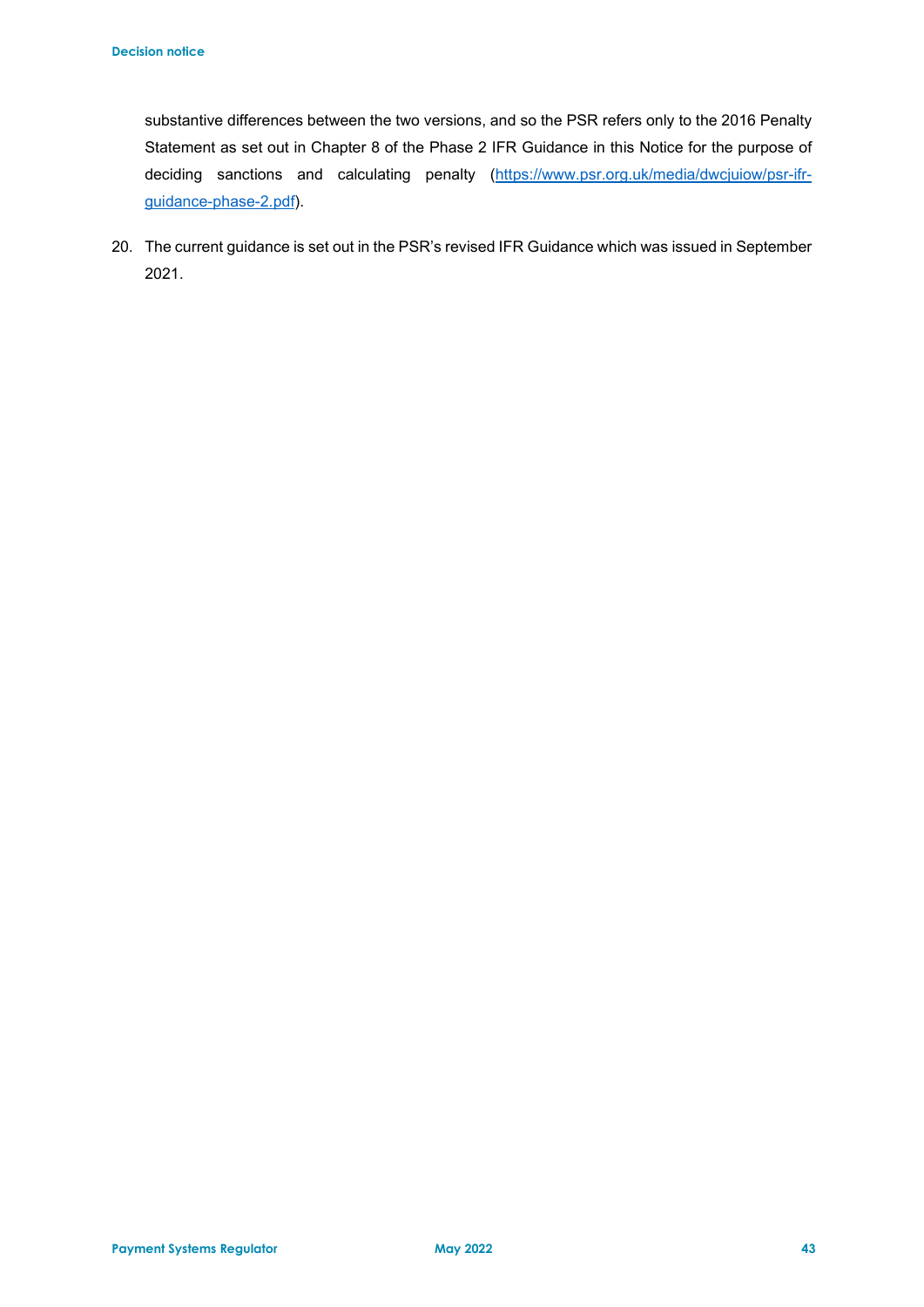substantive differences between the two versions, and so the PSR refers only to the 2016 Penalty Statement as set out in Chapter 8 of the Phase 2 IFR Guidance in this Notice for the purpose of deciding sanctions and calculating penalty (https://www.psr.org.uk/media/dwcjuiow/psr-ifr-guidance-phase-2.pdf).

20. The current guidance is set out in the PSR's revised IFR Guidance which was issued in September 2021.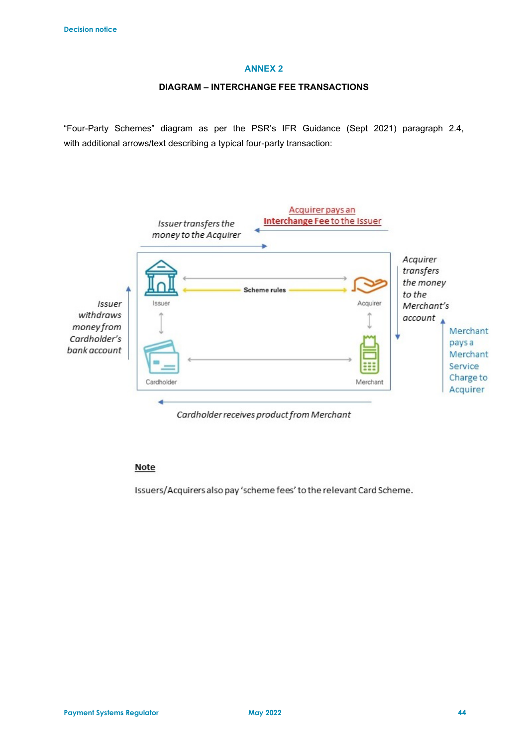## ANNEX 2

### DIAGRAM – INTERCHANGE FEE TRANSACTIONS

"Four-Party Schemes" diagram as per the PSR's IFR Guidance (Sept 2021) paragraph 2.4, with additional arrows/text describing a typical four-party transaction:

Acquirer pays an Interchange Fee to the Issuer

Issuer transfers the money to the Acquirer

Issuer

Scheme rules

Acquirer

Acquirer transfers the money to the Merchant's account

Issuer withdraws money from Cardholder's bank account

Merchant pays a Merchant Service Charge to Acquirer

Cardholder

Merchant

Cardholder receives product from Merchant

**Note**

Issuers/Acquirers also pay 'scheme fees' to the relevant Card Scheme.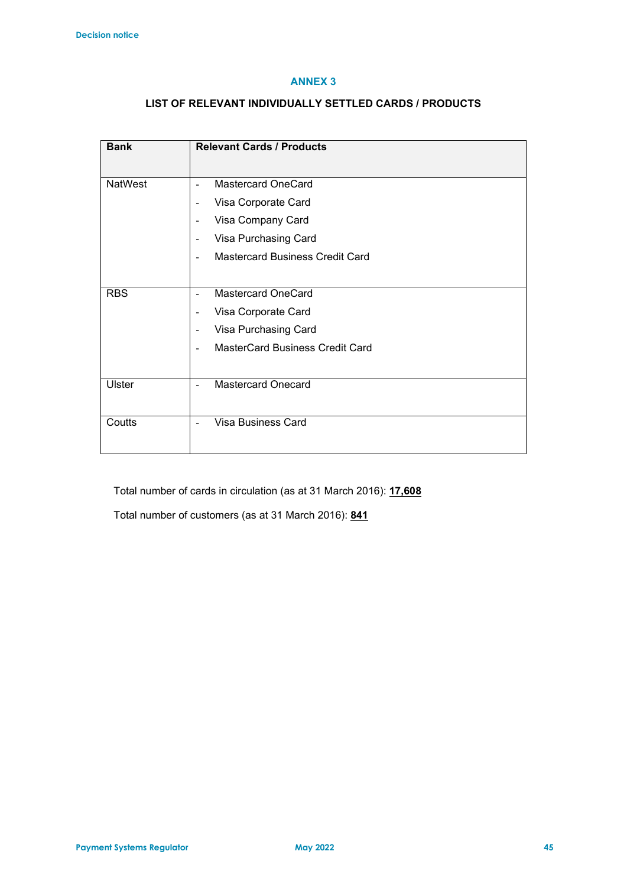## ANNEX 3

### LIST OF RELEVANT INDIVIDUALLY SETTLED CARDS / PRODUCTS

| Bank | Relevant Cards / Products |
|---|---|
| NatWest | - Mastercard OneCard<br>- Visa Corporate Card<br>- Visa Company Card<br>- Visa Purchasing Card<br>- Mastercard Business Credit Card |
| RBS | - Mastercard OneCard<br>- Visa Corporate Card<br>- Visa Purchasing Card<br>- MasterCard Business Credit Card |
| Ulster | - Mastercard Onecard |
| Coutts | - Visa Business Card |

Total number of cards in circulation (as at 31 March 2016): **17,608**

Total number of customers (as at 31 March 2016): **841**